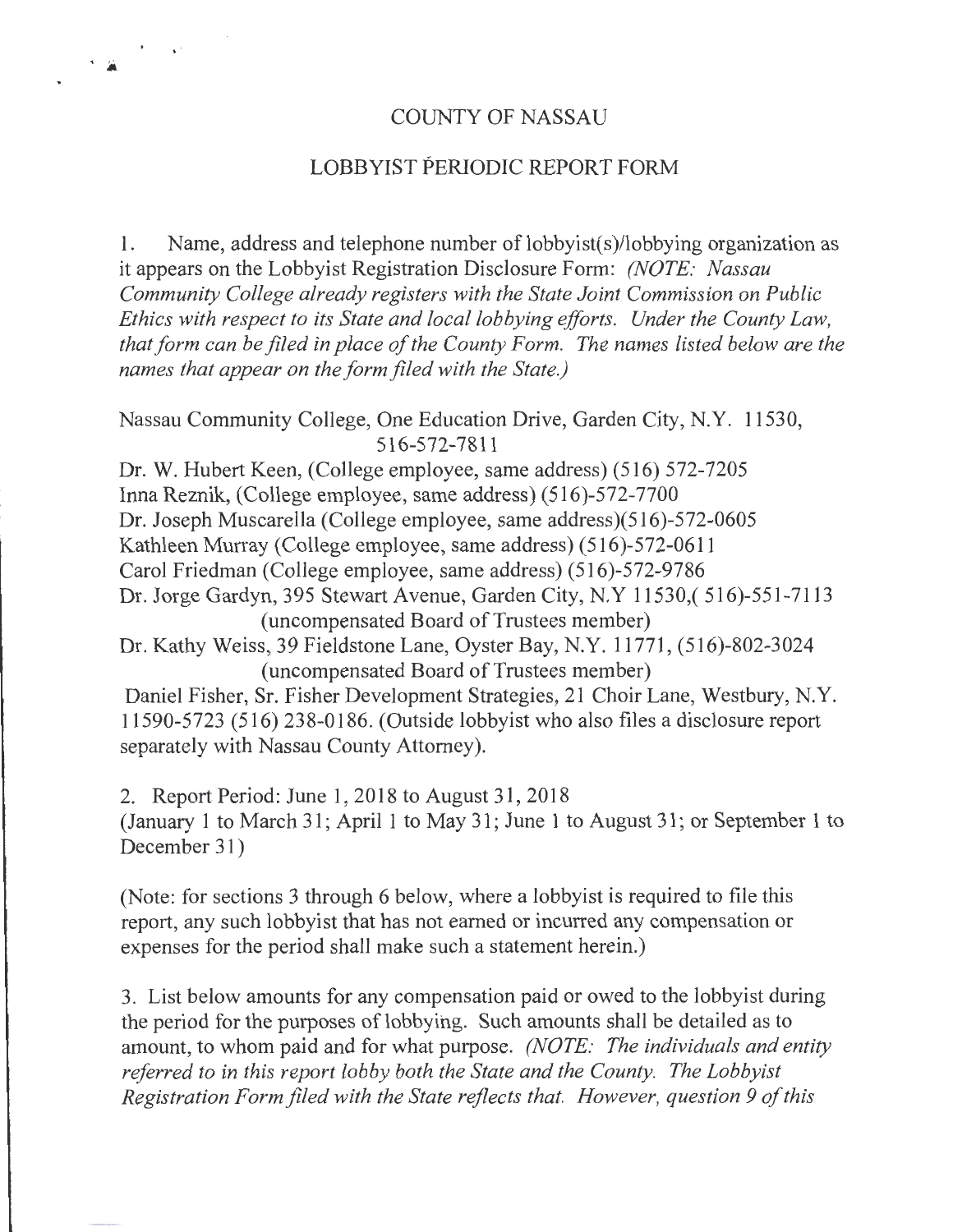# COUNTY OF NASSAU

## LOBBYIST PERIODIC REPORT FORM

1. Name, address and telephone number of lobbyist(s)/lobbying organization as it appears on the Lobbyist Registration Disclosure Form: *(NOTE: Nassau Community College already registers with the State Joint Commission on Public Ethics with respect to its State and local lobbying efforts. Under the County Law, that form can be filed in place of the County Form. The names listed below are the names that appear on the form filed with the State.)*

Nassau Community College, One Education Drive, Garden City, N.Y. 11530, 516-572-7811
Dr. W. Hubert Keen, (College employee, same address) (516) 572-7205
Inna Reznik, (College employee, same address) (516)-572-7700
Dr. Joseph Muscarella (College employee, same address)(516)-572-0605
Kathleen Murray (College employee, same address) (516)-572-0611
Carol Friedman (College employee, same address) (516)-572-9786
Dr. Jorge Gardyn, 395 Stewart Avenue, Garden City, N.Y 11530,( 516)-551-7113 (uncompensated Board of Trustees member)
Dr. Kathy Weiss, 39 Fieldstone Lane, Oyster Bay, N.Y. 11771, (516)-802-3024 (uncompensated Board of Trustees member)
Daniel Fisher, Sr. Fisher Development Strategies, 21 Choir Lane, Westbury, N.Y. 11590-5723 (516) 238-0186. (Outside lobbyist who also files a disclosure report separately with Nassau County Attorney).

2. Report Period: June 1, 2018 to August 31, 2018
(January 1 to March 31; April 1 to May 31; June 1 to August 31; or September 1 to December 31)

(Note: for sections 3 through 6 below, where a lobbyist is required to file this report, any such lobbyist that has not earned or incurred any compensation or expenses for the period shall make such a statement herein.)

3. List below amounts for any compensation paid or owed to the lobbyist during the period for the purposes of lobbying. Such amounts shall be detailed as to amount, to whom paid and for what purpose. *(NOTE: The individuals and entity referred to in this report lobby both the State and the County. The Lobbyist Registration Form filed with the State reflects that. However, question 9 of this*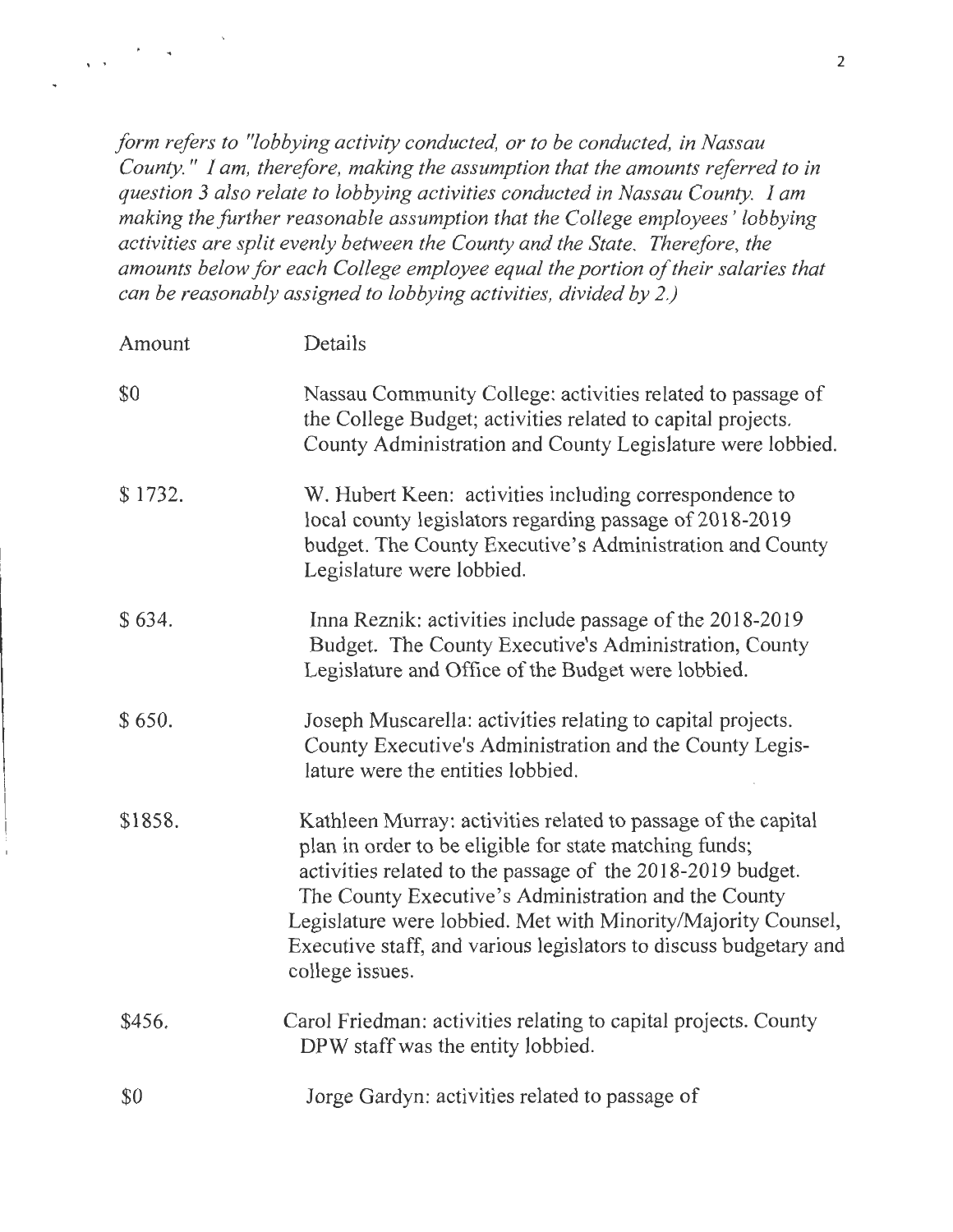*form refers to "lobbying activity conducted, or to be conducted, in Nassau County." I am, therefore, making the assumption that the amounts referred to in question 3 also relate to lobbying activities conducted in Nassau County. I am making the further reasonable assumption that the College employees' lobbying activities are split evenly between the County and the State. Therefore, the amounts below for each College employee equal the portion of their salaries that can be reasonably assigned to lobbying activities, divided by 2.)*

| Amount | Details |
|---|---|
| $0 | Nassau Community College: activities related to passage of the College Budget; activities related to capital projects. County Administration and County Legislature were lobbied. |
| $ 1732. | W. Hubert Keen: activities including correspondence to local county legislators regarding passage of 2018-2019 budget. The County Executive's Administration and County Legislature were lobbied. |
| $ 634. | Inna Reznik: activities include passage of the 2018-2019 Budget. The County Executive's Administration, County Legislature and Office of the Budget were lobbied. |
| $ 650. | Joseph Muscarella: activities relating to capital projects. County Executive's Administration and the County Legislature were the entities lobbied. |
| $1858. | Kathleen Murray: activities related to passage of the capital plan in order to be eligible for state matching funds; activities related to the passage of the 2018-2019 budget. The County Executive's Administration and the County Legislature were lobbied. Met with Minority/Majority Counsel, Executive staff, and various legislators to discuss budgetary and college issues. |
| $456. | Carol Friedman: activities relating to capital projects. County DPW staff was the entity lobbied. |
| $0 | Jorge Gardyn: activities related to passage of |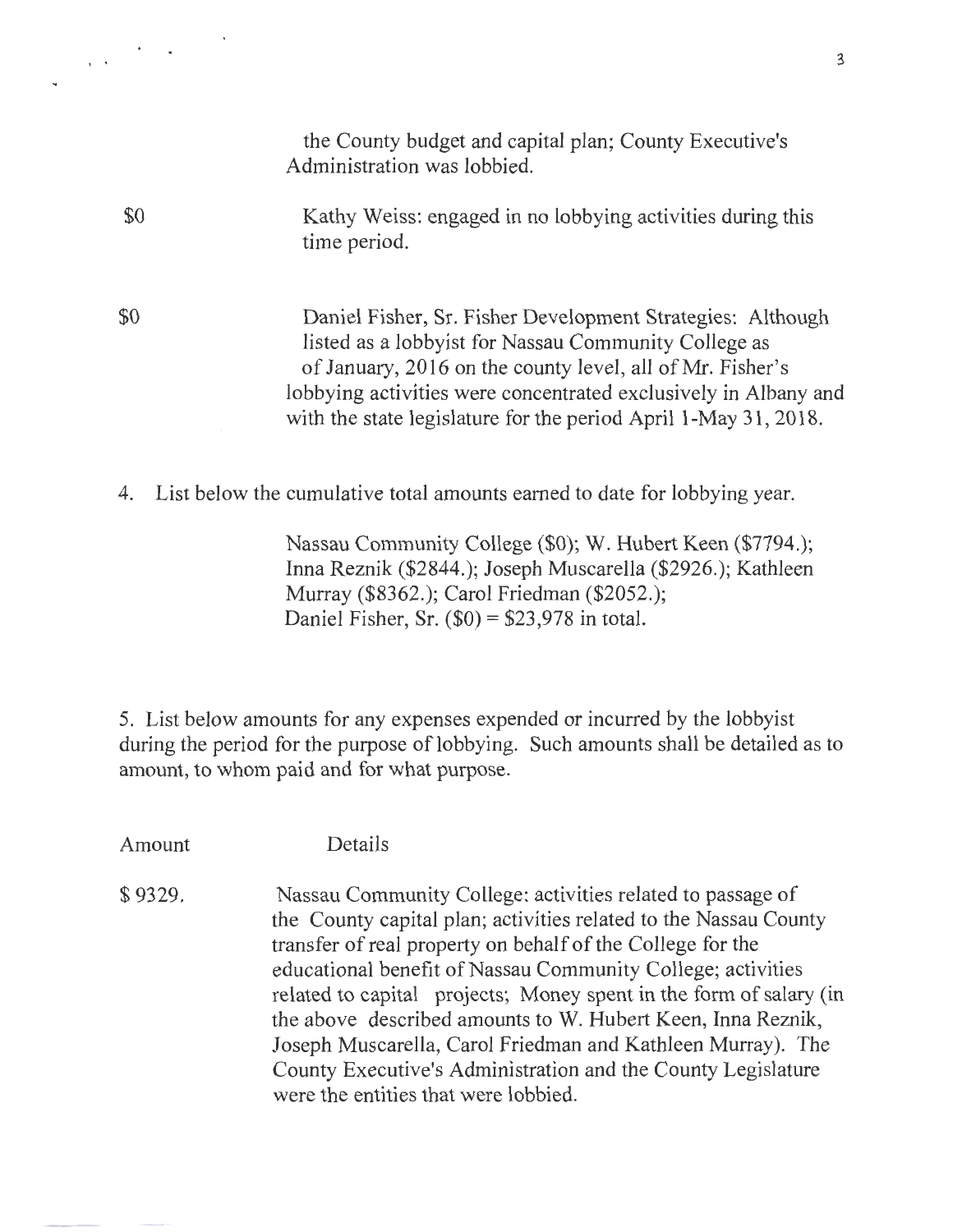| | |
|---|---|
| | the County budget and capital plan; County Executive's Administration was lobbied. |
| \$0 | Kathy Weiss: engaged in no lobbying activities during this time period. |
| \$0 | Daniel Fisher, Sr. Fisher Development Strategies: Although listed as a lobbyist for Nassau Community College as of January, 2016 on the county level, all of Mr. Fisher's lobbying activities were concentrated exclusively in Albany and with the state legislature for the period April 1-May 31, 2018. |

4. List below the cumulative total amounts earned to date for lobbying year.

Nassau Community College (\$0); W. Hubert Keen (\$7794.); Inna Reznik (\$2844.); Joseph Muscarella (\$2926.); Kathleen Murray (\$8362.); Carol Friedman (\$2052.); Daniel Fisher, Sr. (\$0) = \$23,978 in total.

5. List below amounts for any expenses expended or incurred by the lobbyist during the period for the purpose of lobbying. Such amounts shall be detailed as to amount, to whom paid and for what purpose.

| Amount | Details |
|---|---|
| \$ 9329. | Nassau Community College: activities related to passage of the County capital plan; activities related to the Nassau County transfer of real property on behalf of the College for the educational benefit of Nassau Community College; activities related to capital projects; Money spent in the form of salary (in the above described amounts to W. Hubert Keen, Inna Reznik, Joseph Muscarella, Carol Friedman and Kathleen Murray). The County Executive's Administration and the County Legislature were the entities that were lobbied. |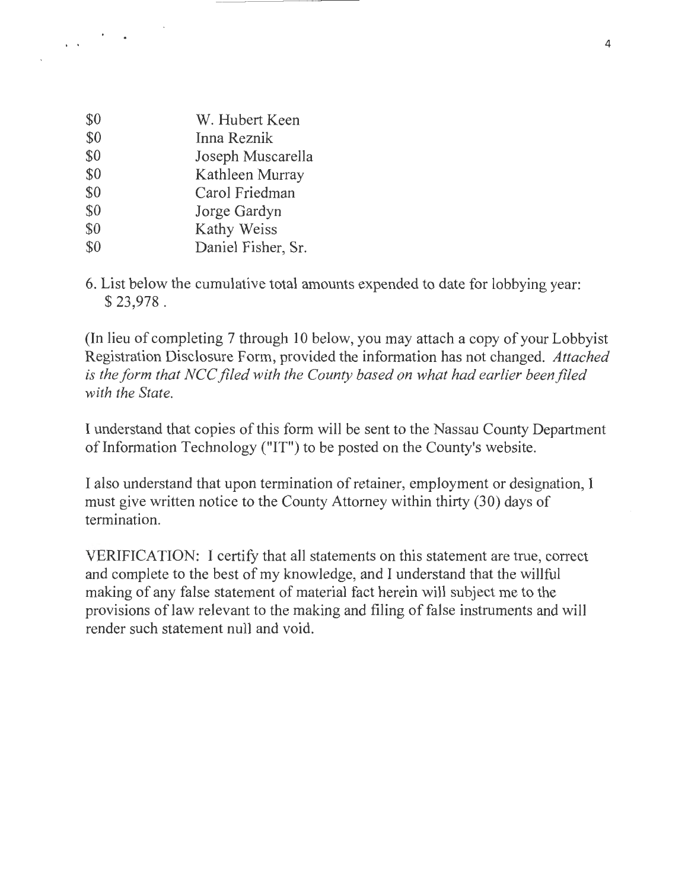| | |
|---|---|
| $0 | W. Hubert Keen |
| $0 | Inna Reznik |
| $0 | Joseph Muscarella |
| $0 | Kathleen Murray |
| $0 | Carol Friedman |
| $0 | Jorge Gardyn |
| $0 | Kathy Weiss |
| $0 | Daniel Fisher, Sr. |

6. List below the cumulative total amounts expended to date for lobbying year:
   $ 23,978 .

(In lieu of completing 7 through 10 below, you may attach a copy of your Lobbyist Registration Disclosure Form, provided the information has not changed. *Attached is the form that NCC filed with the County based on what had earlier been filed with the State.*

I understand that copies of this form will be sent to the Nassau County Department of Information Technology ("IT") to be posted on the County's website.

I also understand that upon termination of retainer, employment or designation, I must give written notice to the County Attorney within thirty (30) days of termination.

VERIFICATION: I certify that all statements on this statement are true, correct and complete to the best of my knowledge, and I understand that the willful making of any false statement of material fact herein will subject me to the provisions of law relevant to the making and filing of false instruments and will render such statement null and void.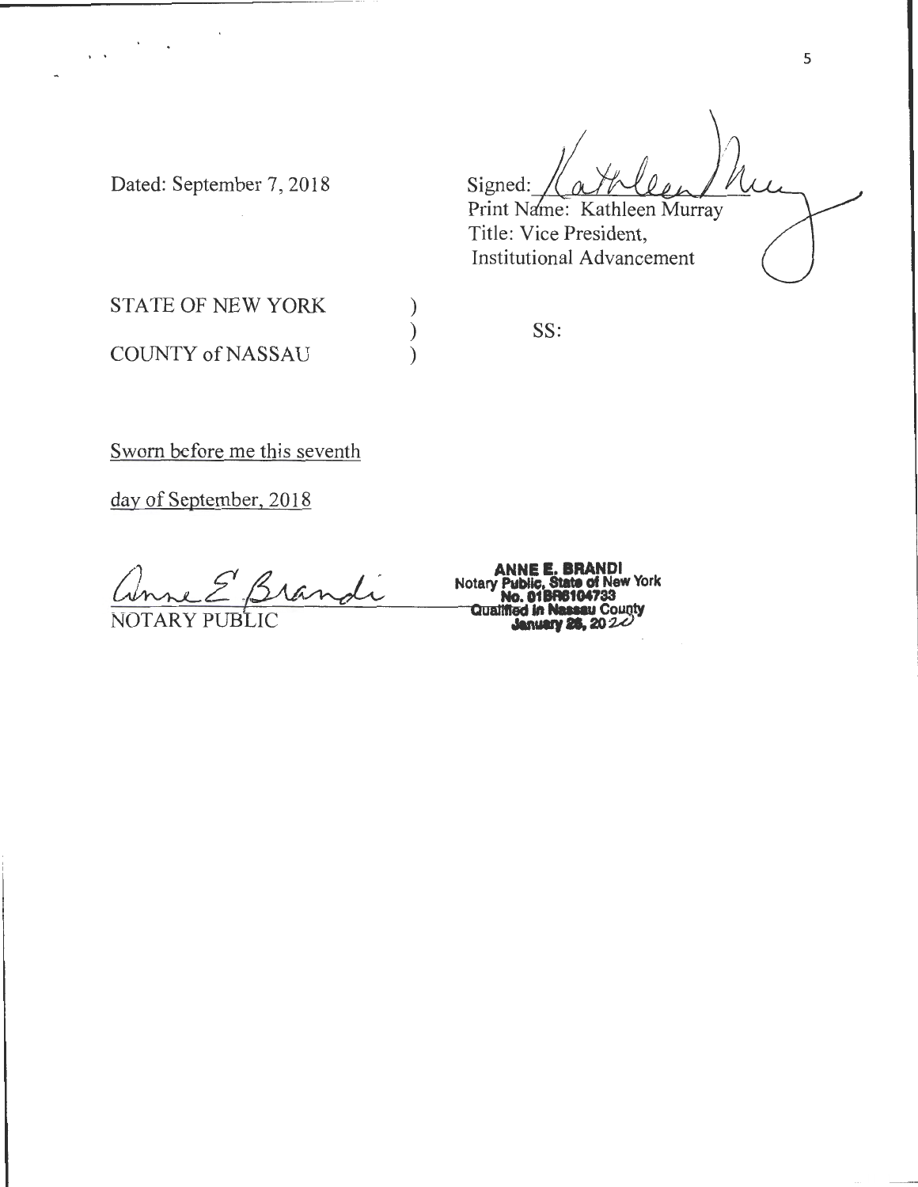Dated: September 7, 2018

Signed: Kathleen Murray
Print Name: Kathleen Murray
Title: Vice President,
Institutional Advancement

STATE OF NEW YORK )
) SS:
COUNTY of NASSAU )

Sworn before me this seventh

day of September, 2018

Anne E. Brandi
NOTARY PUBLIC

ANNE E. BRANDI
Notary Public, State of New York
No. 01BR6104733
Qualified in Nassau County
January 26, 2020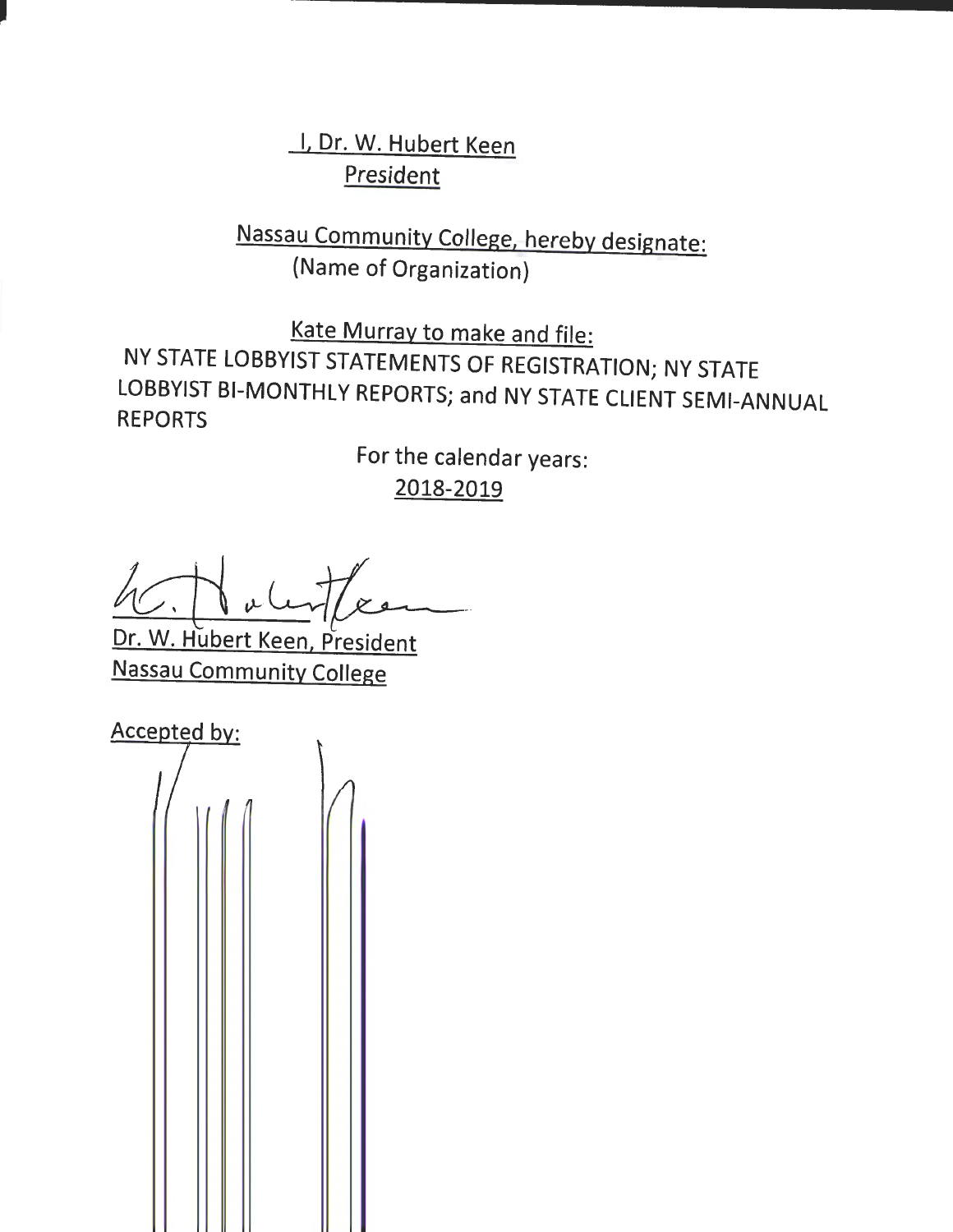I, Dr. W. Hubert Keen
President

Nassau Community College, hereby designate:
(Name of Organization)

Kate Murray to make and file:
NY STATE LOBBYIST STATEMENTS OF REGISTRATION; NY STATE LOBBYIST BI-MONTHLY REPORTS; and NY STATE CLIENT SEMI-ANNUAL REPORTS

For the calendar years:
2018-2019

Dr. W. Hubert Keen, President
Nassau Community College

Accepted by: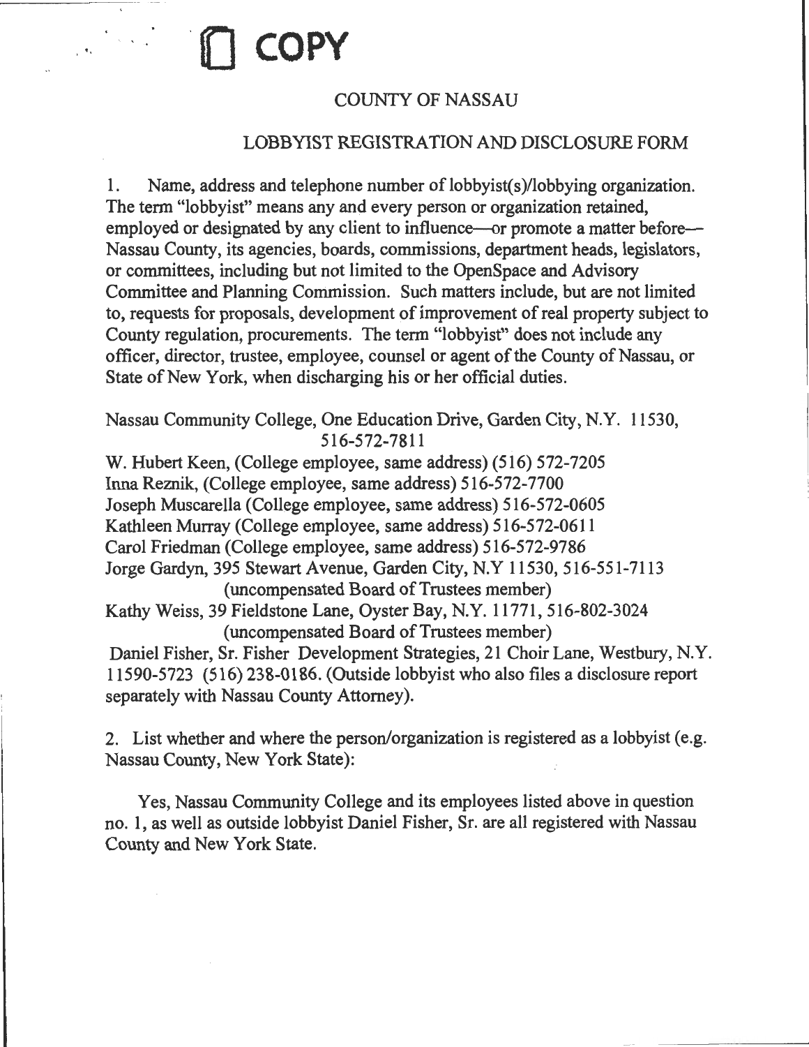COPY

# COUNTY OF NASSAU

## LOBBYIST REGISTRATION AND DISCLOSURE FORM

1. Name, address and telephone number of lobbyist(s)/lobbying organization. The term "lobbyist" means any and every person or organization retained, employed or designated by any client to influence—or promote a matter before— Nassau County, its agencies, boards, commissions, department heads, legislators, or committees, including but not limited to the OpenSpace and Advisory Committee and Planning Commission. Such matters include, but are not limited to, requests for proposals, development of improvement of real property subject to County regulation, procurements. The term "lobbyist" does not include any officer, director, trustee, employee, counsel or agent of the County of Nassau, or State of New York, when discharging his or her official duties.

Nassau Community College, One Education Drive, Garden City, N.Y. 11530, 516-572-7811

W. Hubert Keen, (College employee, same address) (516) 572-7205

Inna Reznik, (College employee, same address) 516-572-7700

Joseph Muscarella (College employee, same address) 516-572-0605

Kathleen Murray (College employee, same address) 516-572-0611

Carol Friedman (College employee, same address) 516-572-9786

Jorge Gardyn, 395 Stewart Avenue, Garden City, N.Y 11530, 516-551-7113 (uncompensated Board of Trustees member)

Kathy Weiss, 39 Fieldstone Lane, Oyster Bay, N.Y. 11771, 516-802-3024 (uncompensated Board of Trustees member)

Daniel Fisher, Sr. Fisher Development Strategies, 21 Choir Lane, Westbury, N.Y. 11590-5723 (516) 238-0186. (Outside lobbyist who also files a disclosure report separately with Nassau County Attorney).

2. List whether and where the person/organization is registered as a lobbyist (e.g. Nassau County, New York State):

Yes, Nassau Community College and its employees listed above in question no. 1, as well as outside lobbyist Daniel Fisher, Sr. are all registered with Nassau County and New York State.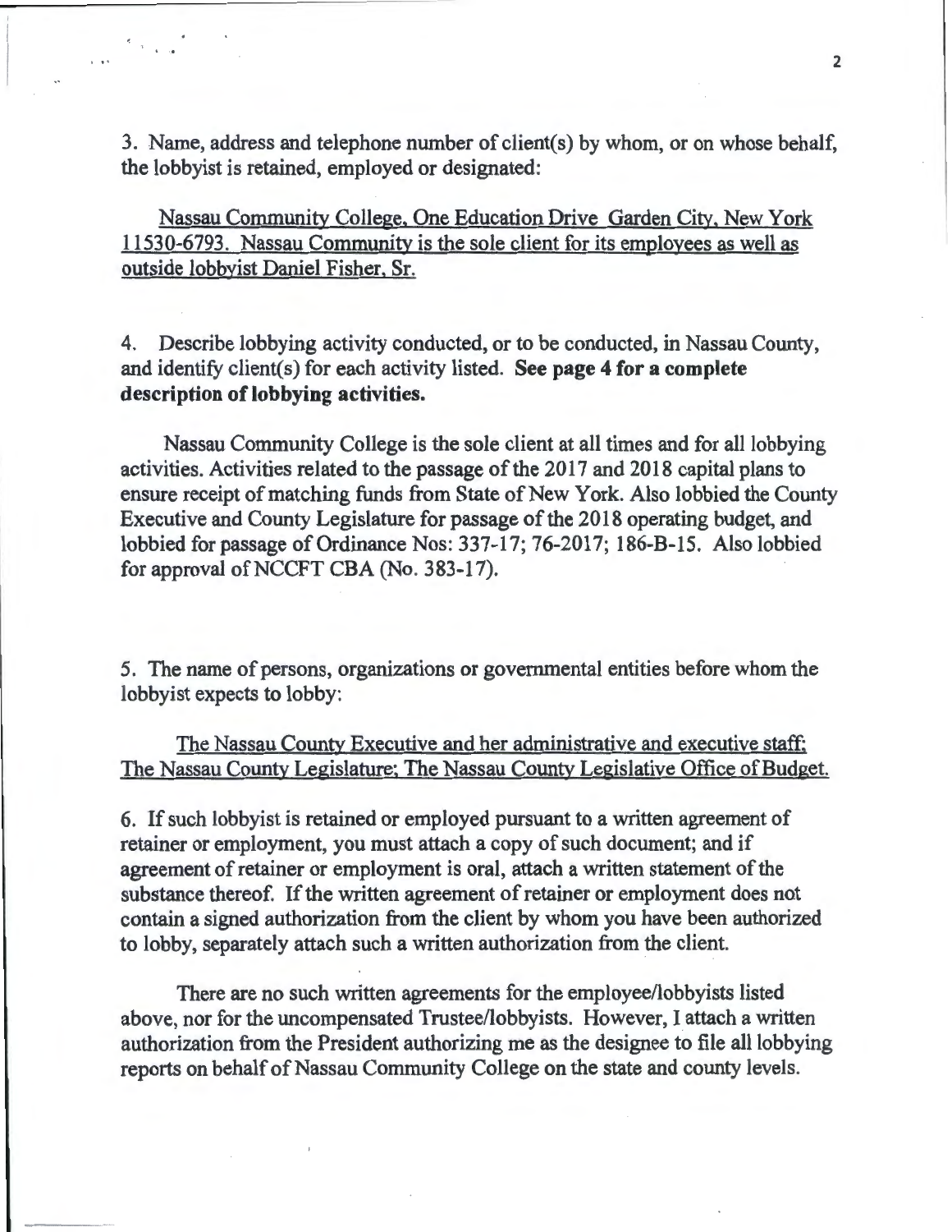3. Name, address and telephone number of client(s) by whom, or on whose behalf, the lobbyist is retained, employed or designated:

Nassau Community College, One Education Drive Garden City, New York 11530-6793. Nassau Community is the sole client for its employees as well as outside lobbyist Daniel Fisher, Sr.

4. Describe lobbying activity conducted, or to be conducted, in Nassau County, and identify client(s) for each activity listed. **See page 4 for a complete description of lobbying activities.**

Nassau Community College is the sole client at all times and for all lobbying activities. Activities related to the passage of the 2017 and 2018 capital plans to ensure receipt of matching funds from State of New York. Also lobbied the County Executive and County Legislature for passage of the 2018 operating budget, and lobbied for passage of Ordinance Nos: 337-17; 76-2017; 186-B-15. Also lobbied for approval of NCCFT CBA (No. 383-17).

5. The name of persons, organizations or governmental entities before whom the lobbyist expects to lobby:

The Nassau County Executive and her administrative and executive staff; The Nassau County Legislature; The Nassau County Legislative Office of Budget.

6. If such lobbyist is retained or employed pursuant to a written agreement of retainer or employment, you must attach a copy of such document; and if agreement of retainer or employment is oral, attach a written statement of the substance thereof. If the written agreement of retainer or employment does not contain a signed authorization from the client by whom you have been authorized to lobby, separately attach such a written authorization from the client.

There are no such written agreements for the employee/lobbyists listed above, nor for the uncompensated Trustee/lobbyists. However, I attach a written authorization from the President authorizing me as the designee to file all lobbying reports on behalf of Nassau Community College on the state and county levels.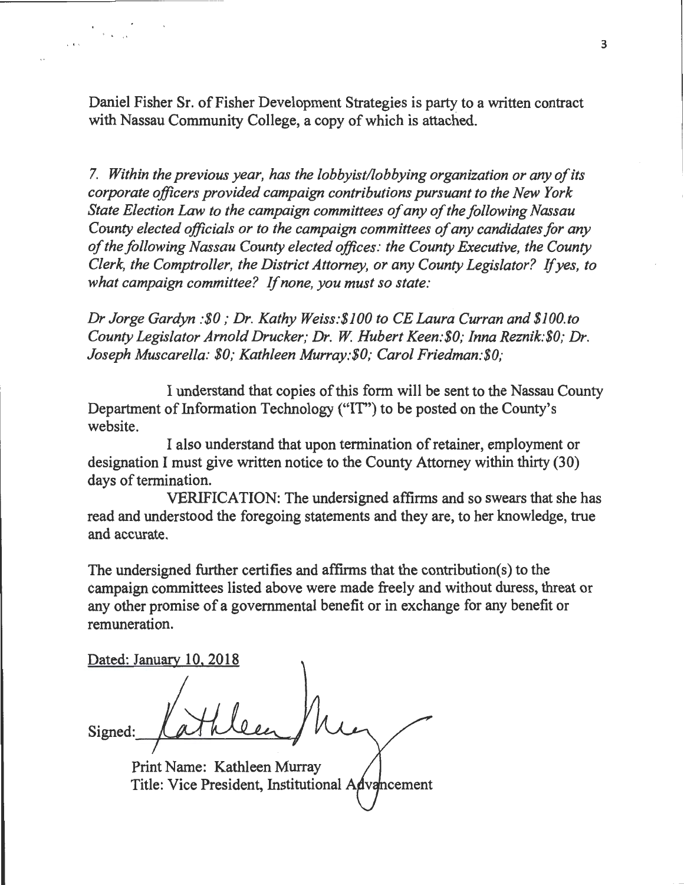Daniel Fisher Sr. of Fisher Development Strategies is party to a written contract with Nassau Community College, a copy of which is attached.

*7. Within the previous year, has the lobbyist/lobbying organization or any of its corporate officers provided campaign contributions pursuant to the New York State Election Law to the campaign committees of any of the following Nassau County elected officials or to the campaign committees of any candidates for any of the following Nassau County elected offices: the County Executive, the County Clerk, the Comptroller, the District Attorney, or any County Legislator? If yes, to what campaign committee? If none, you must so state:*

*Dr Jorge Gardyn :$0 ; Dr. Kathy Weiss:$100 to CE Laura Curran and $100.to County Legislator Arnold Drucker; Dr. W. Hubert Keen:$0; Inna Reznik:$0; Dr. Joseph Muscarella: $0; Kathleen Murray:$0; Carol Friedman:$0;*

I understand that copies of this form will be sent to the Nassau County Department of Information Technology ("IT") to be posted on the County's website.

I also understand that upon termination of retainer, employment or designation I must give written notice to the County Attorney within thirty (30) days of termination.

VERIFICATION: The undersigned affirms and so swears that she has read and understood the foregoing statements and they are, to her knowledge, true and accurate.

The undersigned further certifies and affirms that the contribution(s) to the campaign committees listed above were made freely and without duress, threat or any other promise of a governmental benefit or in exchange for any benefit or remuneration.

Dated: January 10, 2018

Signed: Kathleen Murray

Print Name: Kathleen Murray
Title: Vice President, Institutional Advancement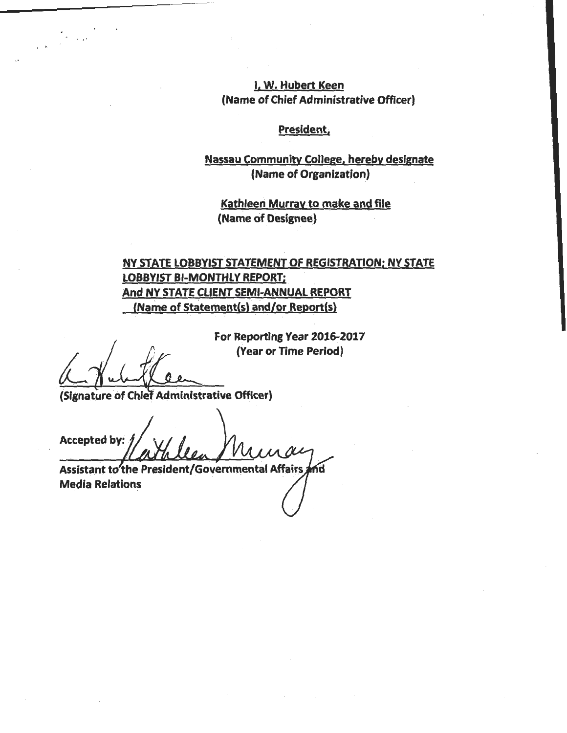I, W. Hubert Keen
(Name of Chief Administrative Officer)

President,

Nassau Community College, hereby designate
(Name of Organization)

Kathleen Murray to make and file
(Name of Designee)

NY STATE LOBBYIST STATEMENT OF REGISTRATION; NY STATE LOBBYIST BI-MONTHLY REPORT;
And NY STATE CLIENT SEMI-ANNUAL REPORT
(Name of Statement(s) and/or Report(s)

For Reporting Year 2016-2017
(Year or Time Period)

(Signature of Chief Administrative Officer)

Accepted by:

Assistant to the President/Governmental Affairs and
Media Relations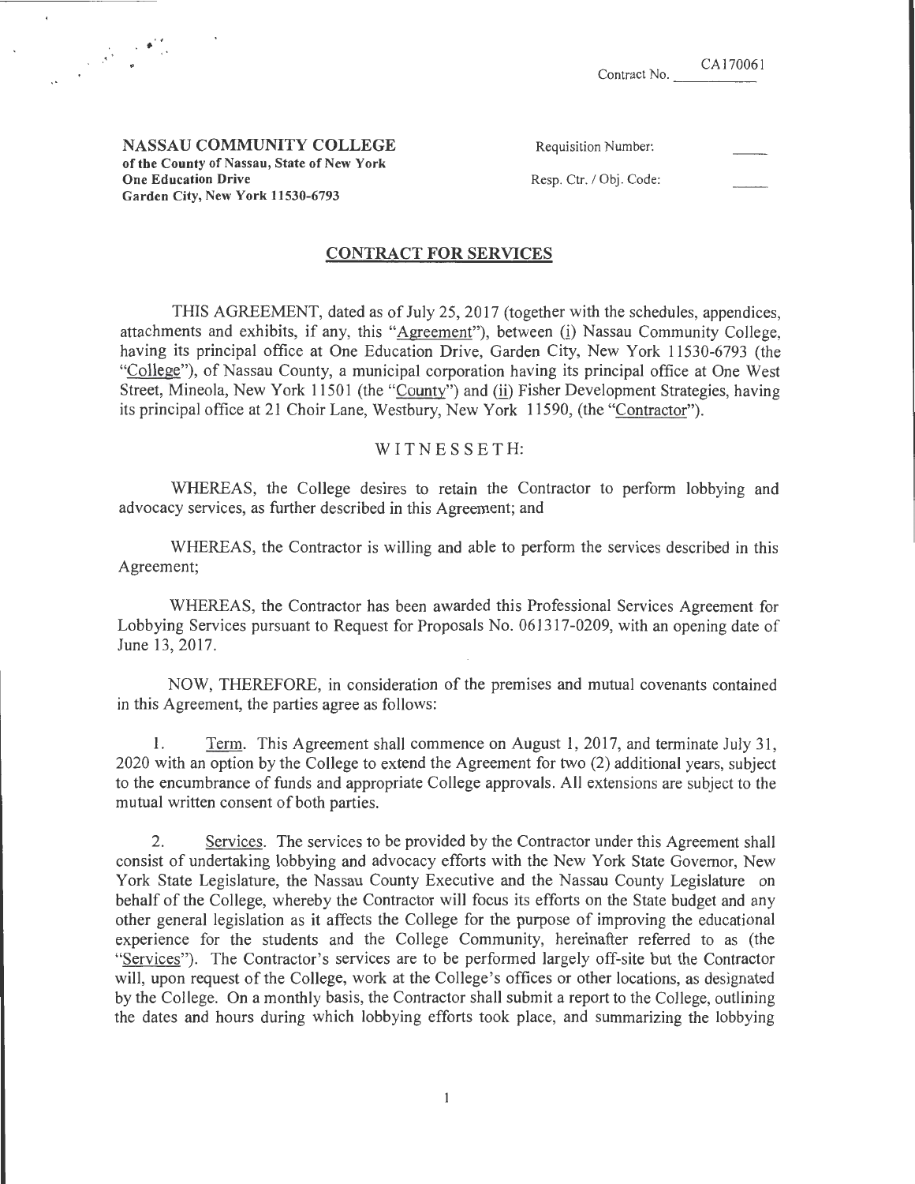Contract No. CA170061

**NASSAU COMMUNITY COLLEGE**
**of the County of Nassau, State of New York**
**One Education Drive**
**Garden City, New York 11530-6793**

Requisition Number:

Resp. Ctr. / Obj. Code:

## CONTRACT FOR SERVICES

THIS AGREEMENT, dated as of July 25, 2017 (together with the schedules, appendices, attachments and exhibits, if any, this "Agreement"), between (i) Nassau Community College, having its principal office at One Education Drive, Garden City, New York 11530-6793 (the "College"), of Nassau County, a municipal corporation having its principal office at One West Street, Mineola, New York 11501 (the "County") and (ii) Fisher Development Strategies, having its principal office at 21 Choir Lane, Westbury, New York 11590, (the "Contractor").

WITNESSETH:

WHEREAS, the College desires to retain the Contractor to perform lobbying and advocacy services, as further described in this Agreement; and

WHEREAS, the Contractor is willing and able to perform the services described in this Agreement;

WHEREAS, the Contractor has been awarded this Professional Services Agreement for Lobbying Services pursuant to Request for Proposals No. 061317-0209, with an opening date of June 13, 2017.

NOW, THEREFORE, in consideration of the premises and mutual covenants contained in this Agreement, the parties agree as follows:

1. Term. This Agreement shall commence on August 1, 2017, and terminate July 31, 2020 with an option by the College to extend the Agreement for two (2) additional years, subject to the encumbrance of funds and appropriate College approvals. All extensions are subject to the mutual written consent of both parties.

2. Services. The services to be provided by the Contractor under this Agreement shall consist of undertaking lobbying and advocacy efforts with the New York State Governor, New York State Legislature, the Nassau County Executive and the Nassau County Legislature on behalf of the College, whereby the Contractor will focus its efforts on the State budget and any other general legislation as it affects the College for the purpose of improving the educational experience for the students and the College Community, hereinafter referred to as (the "Services"). The Contractor's services are to be performed largely off-site but the Contractor will, upon request of the College, work at the College's offices or other locations, as designated by the College. On a monthly basis, the Contractor shall submit a report to the College, outlining the dates and hours during which lobbying efforts took place, and summarizing the lobbying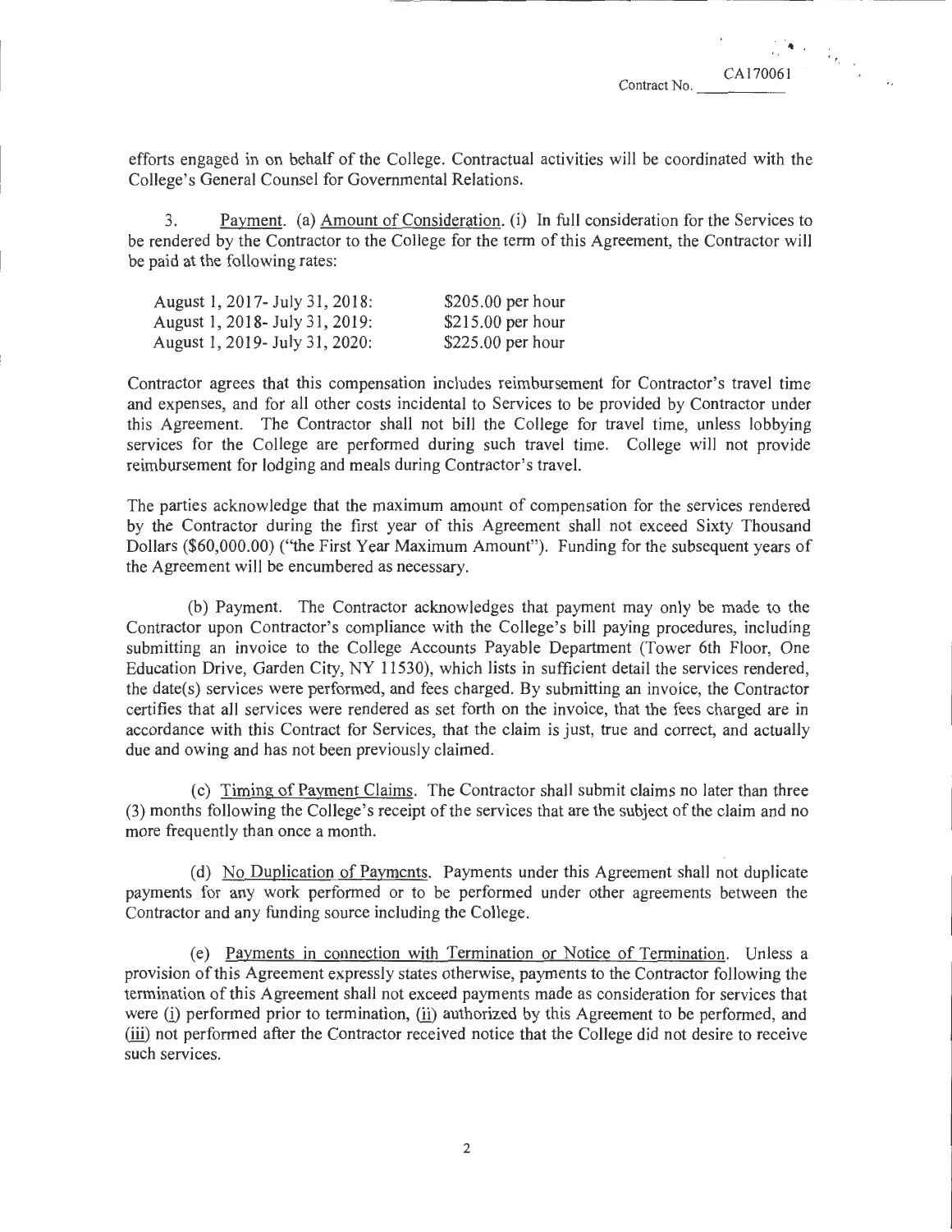Contract No. CA170061

efforts engaged in on behalf of the College. Contractual activities will be coordinated with the College's General Counsel for Governmental Relations.

3. Payment. (a) Amount of Consideration. (i) In full consideration for the Services to be rendered by the Contractor to the College for the term of this Agreement, the Contractor will be paid at the following rates:

| | |
|---|---|
| August 1, 2017- July 31, 2018: | $205.00 per hour |
| August 1, 2018- July 31, 2019: | $215.00 per hour |
| August 1, 2019- July 31, 2020: | $225.00 per hour |

Contractor agrees that this compensation includes reimbursement for Contractor's travel time and expenses, and for all other costs incidental to Services to be provided by Contractor under this Agreement. The Contractor shall not bill the College for travel time, unless lobbying services for the College are performed during such travel time. College will not provide reimbursement for lodging and meals during Contractor's travel.

The parties acknowledge that the maximum amount of compensation for the services rendered by the Contractor during the first year of this Agreement shall not exceed Sixty Thousand Dollars ($60,000.00) ("the First Year Maximum Amount"). Funding for the subsequent years of the Agreement will be encumbered as necessary.

(b) Payment. The Contractor acknowledges that payment may only be made to the Contractor upon Contractor's compliance with the College's bill paying procedures, including submitting an invoice to the College Accounts Payable Department (Tower 6th Floor, One Education Drive, Garden City, NY 11530), which lists in sufficient detail the services rendered, the date(s) services were performed, and fees charged. By submitting an invoice, the Contractor certifies that all services were rendered as set forth on the invoice, that the fees charged are in accordance with this Contract for Services, that the claim is just, true and correct, and actually due and owing and has not been previously claimed.

(c) Timing of Payment Claims. The Contractor shall submit claims no later than three (3) months following the College's receipt of the services that are the subject of the claim and no more frequently than once a month.

(d) No Duplication of Payments. Payments under this Agreement shall not duplicate payments for any work performed or to be performed under other agreements between the Contractor and any funding source including the College.

(e) Payments in connection with Termination or Notice of Termination. Unless a provision of this Agreement expressly states otherwise, payments to the Contractor following the termination of this Agreement shall not exceed payments made as consideration for services that were (i) performed prior to termination, (ii) authorized by this Agreement to be performed, and (iii) not performed after the Contractor received notice that the College did not desire to receive such services.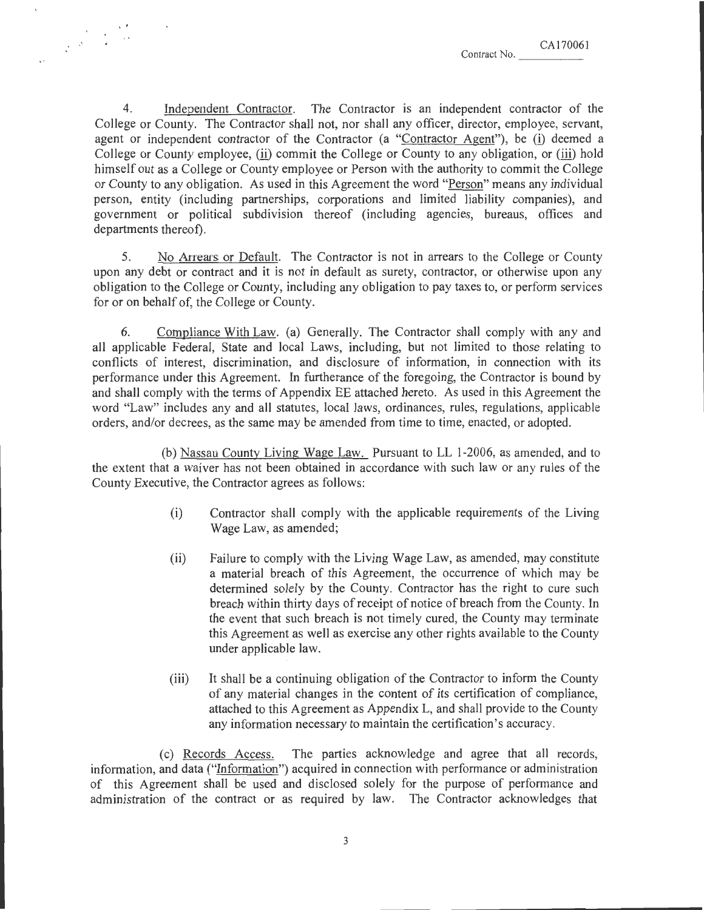4. Independent Contractor. The Contractor is an independent contractor of the College or County. The Contractor shall not, nor shall any officer, director, employee, servant, agent or independent contractor of the Contractor (a "Contractor Agent"), be (i) deemed a College or County employee, (ii) commit the College or County to any obligation, or (iii) hold himself out as a College or County employee or Person with the authority to commit the College or County to any obligation. As used in this Agreement the word "Person" means any individual person, entity (including partnerships, corporations and limited liability companies), and government or political subdivision thereof (including agencies, bureaus, offices and departments thereof).

5. No Arrears or Default. The Contractor is not in arrears to the College or County upon any debt or contract and it is not in default as surety, contractor, or otherwise upon any obligation to the College or County, including any obligation to pay taxes to, or perform services for or on behalf of, the College or County.

6. Compliance With Law. (a) Generally. The Contractor shall comply with any and all applicable Federal, State and local Laws, including, but not limited to those relating to conflicts of interest, discrimination, and disclosure of information, in connection with its performance under this Agreement. In furtherance of the foregoing, the Contractor is bound by and shall comply with the terms of Appendix EE attached hereto. As used in this Agreement the word "Law" includes any and all statutes, local laws, ordinances, rules, regulations, applicable orders, and/or decrees, as the same may be amended from time to time, enacted, or adopted.

(b) Nassau County Living Wage Law. Pursuant to LL 1-2006, as amended, and to the extent that a waiver has not been obtained in accordance with such law or any rules of the County Executive, the Contractor agrees as follows:

(i) Contractor shall comply with the applicable requirements of the Living Wage Law, as amended;

(ii) Failure to comply with the Living Wage Law, as amended, may constitute a material breach of this Agreement, the occurrence of which may be determined solely by the County. Contractor has the right to cure such breach within thirty days of receipt of notice of breach from the County. In the event that such breach is not timely cured, the County may terminate this Agreement as well as exercise any other rights available to the County under applicable law.

(iii) It shall be a continuing obligation of the Contractor to inform the County of any material changes in the content of its certification of compliance, attached to this Agreement as Appendix L, and shall provide to the County any information necessary to maintain the certification's accuracy.

(c) Records Access. The parties acknowledge and agree that all records, information, and data ("Information") acquired in connection with performance or administration of this Agreement shall be used and disclosed solely for the purpose of performance and administration of the contract or as required by law. The Contractor acknowledges that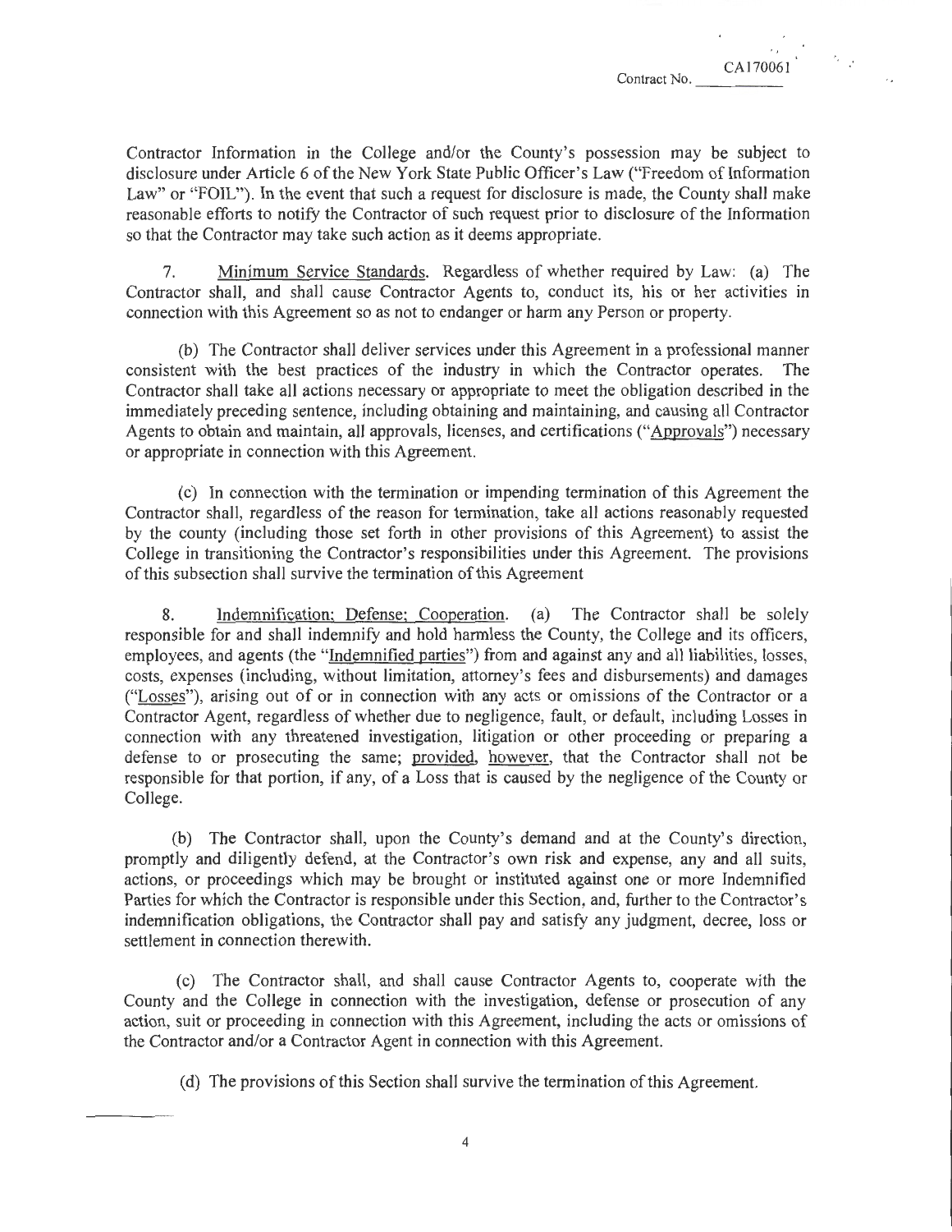Contractor Information in the College and/or the County's possession may be subject to disclosure under Article 6 of the New York State Public Officer's Law ("Freedom of Information Law" or "FOIL"). In the event that such a request for disclosure is made, the County shall make reasonable efforts to notify the Contractor of such request prior to disclosure of the Information so that the Contractor may take such action as it deems appropriate.

7. Minimum Service Standards. Regardless of whether required by Law: (a) The Contractor shall, and shall cause Contractor Agents to, conduct its, his or her activities in connection with this Agreement so as not to endanger or harm any Person or property.

(b) The Contractor shall deliver services under this Agreement in a professional manner consistent with the best practices of the industry in which the Contractor operates. The Contractor shall take all actions necessary or appropriate to meet the obligation described in the immediately preceding sentence, including obtaining and maintaining, and causing all Contractor Agents to obtain and maintain, all approvals, licenses, and certifications ("Approvals") necessary or appropriate in connection with this Agreement.

(c) In connection with the termination or impending termination of this Agreement the Contractor shall, regardless of the reason for termination, take all actions reasonably requested by the county (including those set forth in other provisions of this Agreement) to assist the College in transitioning the Contractor's responsibilities under this Agreement. The provisions of this subsection shall survive the termination of this Agreement

8. Indemnification; Defense; Cooperation. (a) The Contractor shall be solely responsible for and shall indemnify and hold harmless the County, the College and its officers, employees, and agents (the "Indemnified parties") from and against any and all liabilities, losses, costs, expenses (including, without limitation, attorney's fees and disbursements) and damages ("Losses"), arising out of or in connection with any acts or omissions of the Contractor or a Contractor Agent, regardless of whether due to negligence, fault, or default, including Losses in connection with any threatened investigation, litigation or other proceeding or preparing a defense to or prosecuting the same; provided, however, that the Contractor shall not be responsible for that portion, if any, of a Loss that is caused by the negligence of the County or College.

(b) The Contractor shall, upon the County's demand and at the County's direction, promptly and diligently defend, at the Contractor's own risk and expense, any and all suits, actions, or proceedings which may be brought or instituted against one or more Indemnified Parties for which the Contractor is responsible under this Section, and, further to the Contractor's indemnification obligations, the Contractor shall pay and satisfy any judgment, decree, loss or settlement in connection therewith.

(c) The Contractor shall, and shall cause Contractor Agents to, cooperate with the County and the College in connection with the investigation, defense or prosecution of any action, suit or proceeding in connection with this Agreement, including the acts or omissions of the Contractor and/or a Contractor Agent in connection with this Agreement.

(d) The provisions of this Section shall survive the termination of this Agreement.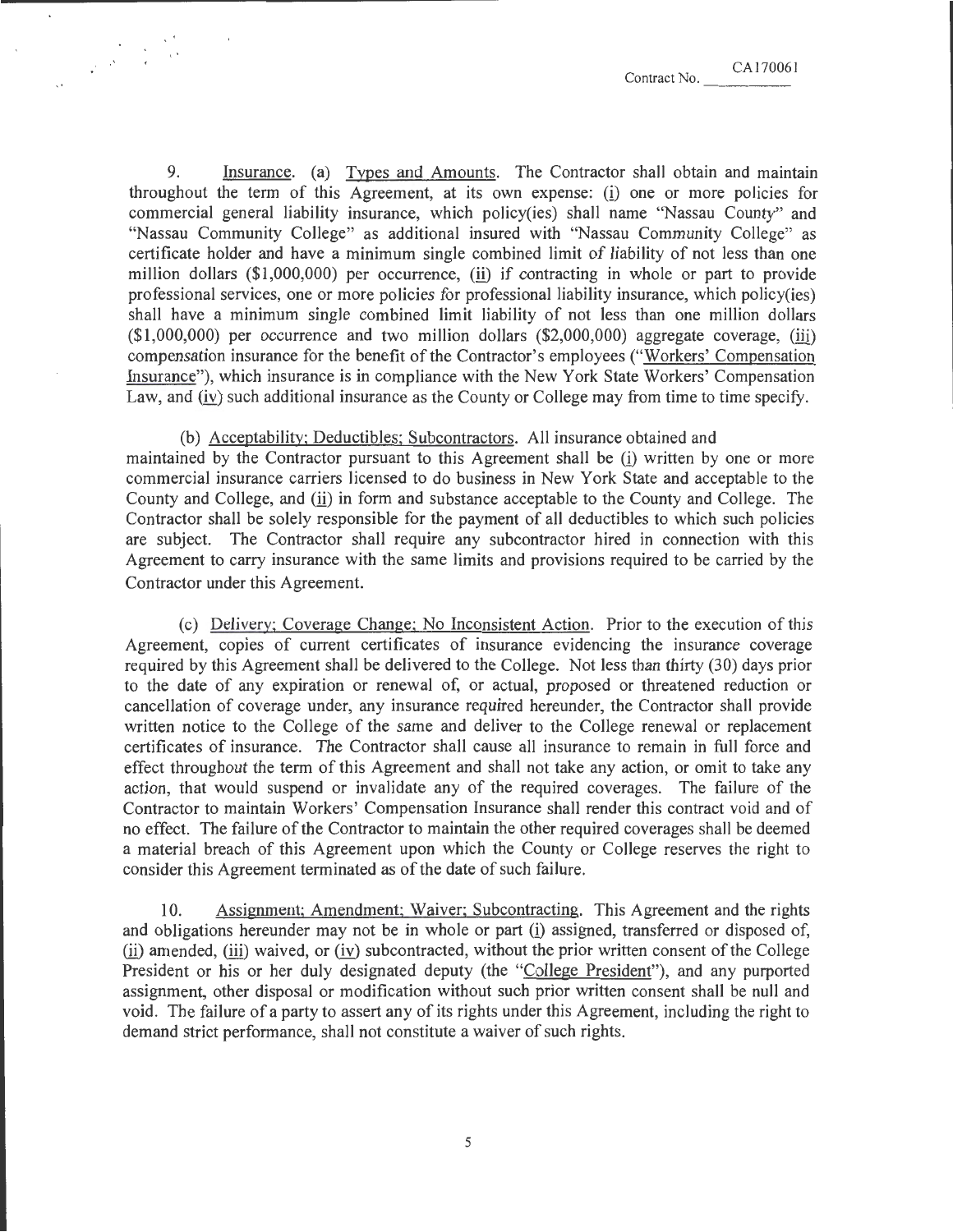Contract No. CA170061

9. Insurance. (a) Types and Amounts. The Contractor shall obtain and maintain throughout the term of this Agreement, at its own expense: (i) one or more policies for commercial general liability insurance, which policy(ies) shall name "Nassau County" and "Nassau Community College" as additional insured with "Nassau Community College" as certificate holder and have a minimum single combined limit of liability of not less than one million dollars ($1,000,000) per occurrence, (ii) if contracting in whole or part to provide professional services, one or more policies for professional liability insurance, which policy(ies) shall have a minimum single combined limit liability of not less than one million dollars ($1,000,000) per occurrence and two million dollars ($2,000,000) aggregate coverage, (iii) compensation insurance for the benefit of the Contractor's employees ("Workers' Compensation Insurance"), which insurance is in compliance with the New York State Workers' Compensation Law, and (iv) such additional insurance as the County or College may from time to time specify.

(b) Acceptability; Deductibles; Subcontractors. All insurance obtained and maintained by the Contractor pursuant to this Agreement shall be (i) written by one or more commercial insurance carriers licensed to do business in New York State and acceptable to the County and College, and (ii) in form and substance acceptable to the County and College. The Contractor shall be solely responsible for the payment of all deductibles to which such policies are subject. The Contractor shall require any subcontractor hired in connection with this Agreement to carry insurance with the same limits and provisions required to be carried by the Contractor under this Agreement.

(c) Delivery; Coverage Change; No Inconsistent Action. Prior to the execution of this Agreement, copies of current certificates of insurance evidencing the insurance coverage required by this Agreement shall be delivered to the College. Not less than thirty (30) days prior to the date of any expiration or renewal of, or actual, proposed or threatened reduction or cancellation of coverage under, any insurance required hereunder, the Contractor shall provide written notice to the College of the same and deliver to the College renewal or replacement certificates of insurance. The Contractor shall cause all insurance to remain in full force and effect throughout the term of this Agreement and shall not take any action, or omit to take any action, that would suspend or invalidate any of the required coverages. The failure of the Contractor to maintain Workers' Compensation Insurance shall render this contract void and of no effect. The failure of the Contractor to maintain the other required coverages shall be deemed a material breach of this Agreement upon which the County or College reserves the right to consider this Agreement terminated as of the date of such failure.

10. Assignment; Amendment; Waiver; Subcontracting. This Agreement and the rights and obligations hereunder may not be in whole or part (i) assigned, transferred or disposed of, (ii) amended, (iii) waived, or (iv) subcontracted, without the prior written consent of the College President or his or her duly designated deputy (the "College President"), and any purported assignment, other disposal or modification without such prior written consent shall be null and void. The failure of a party to assert any of its rights under this Agreement, including the right to demand strict performance, shall not constitute a waiver of such rights.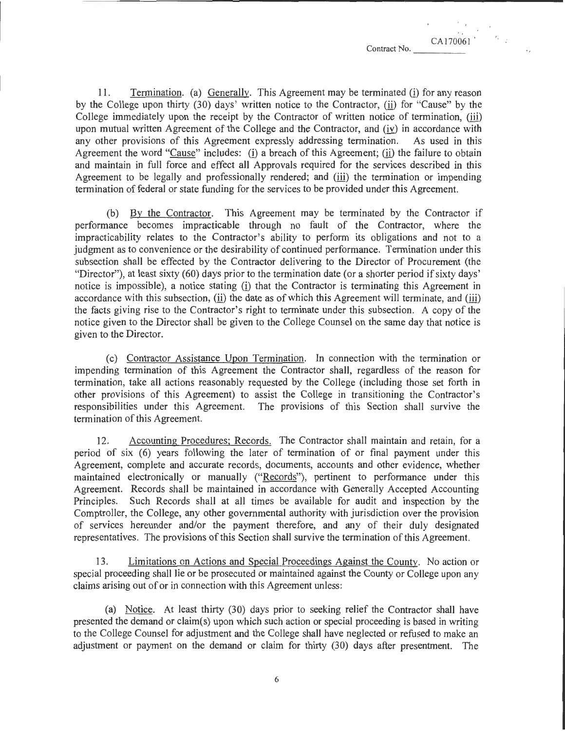Contract No. CA170061

11. Termination. (a) Generally. This Agreement may be terminated (i) for any reason by the College upon thirty (30) days' written notice to the Contractor, (ii) for "Cause" by the College immediately upon the receipt by the Contractor of written notice of termination, (iii) upon mutual written Agreement of the College and the Contractor, and (iv) in accordance with any other provisions of this Agreement expressly addressing termination. As used in this Agreement the word "Cause" includes: (i) a breach of this Agreement; (ii) the failure to obtain and maintain in full force and effect all Approvals required for the services described in this Agreement to be legally and professionally rendered; and (iii) the termination or impending termination of federal or state funding for the services to be provided under this Agreement.

(b) By the Contractor. This Agreement may be terminated by the Contractor if performance becomes impracticable through no fault of the Contractor, where the impracticability relates to the Contractor's ability to perform its obligations and not to a judgment as to convenience or the desirability of continued performance. Termination under this subsection shall be effected by the Contractor delivering to the Director of Procurement (the "Director"), at least sixty (60) days prior to the termination date (or a shorter period if sixty days' notice is impossible), a notice stating (i) that the Contractor is terminating this Agreement in accordance with this subsection, (ii) the date as of which this Agreement will terminate, and (iii) the facts giving rise to the Contractor's right to terminate under this subsection. A copy of the notice given to the Director shall be given to the College Counsel on the same day that notice is given to the Director.

(c) Contractor Assistance Upon Termination. In connection with the termination or impending termination of this Agreement the Contractor shall, regardless of the reason for termination, take all actions reasonably requested by the College (including those set forth in other provisions of this Agreement) to assist the College in transitioning the Contractor's responsibilities under this Agreement. The provisions of this Section shall survive the termination of this Agreement.

12. Accounting Procedures; Records. The Contractor shall maintain and retain, for a period of six (6) years following the later of termination of or final payment under this Agreement, complete and accurate records, documents, accounts and other evidence, whether maintained electronically or manually ("Records"), pertinent to performance under this Agreement. Records shall be maintained in accordance with Generally Accepted Accounting Principles. Such Records shall at all times be available for audit and inspection by the Comptroller, the College, any other governmental authority with jurisdiction over the provision of services hereunder and/or the payment therefore, and any of their duly designated representatives. The provisions of this Section shall survive the termination of this Agreement.

13. Limitations on Actions and Special Proceedings Against the County. No action or special proceeding shall lie or be prosecuted or maintained against the County or College upon any claims arising out of or in connection with this Agreement unless:

(a) Notice. At least thirty (30) days prior to seeking relief the Contractor shall have presented the demand or claim(s) upon which such action or special proceeding is based in writing to the College Counsel for adjustment and the College shall have neglected or refused to make an adjustment or payment on the demand or claim for thirty (30) days after presentment. The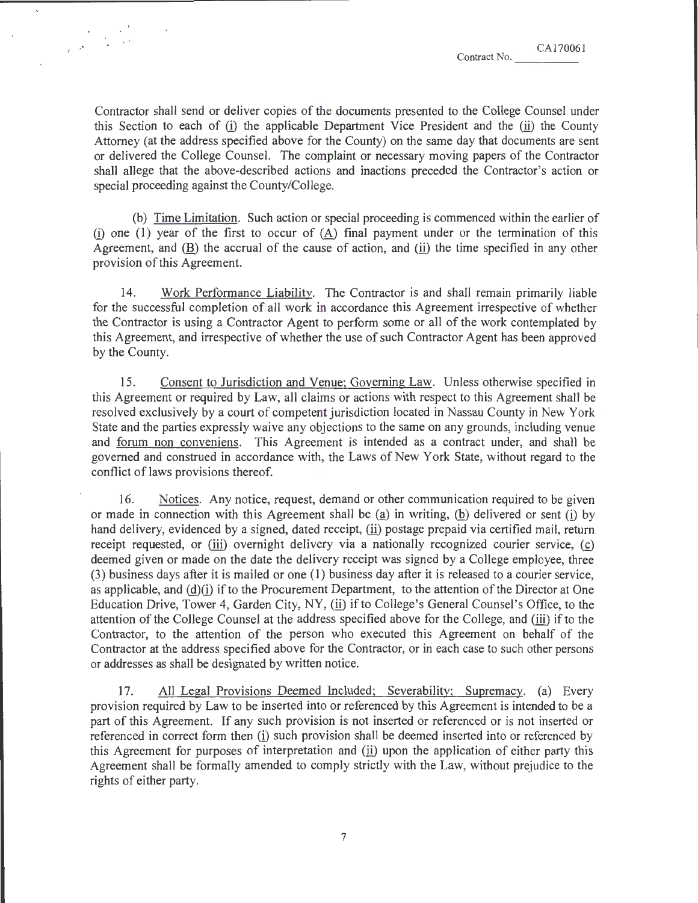Contract No. CA170061

Contractor shall send or deliver copies of the documents presented to the College Counsel under this Section to each of (i) the applicable Department Vice President and the (ii) the County Attorney (at the address specified above for the County) on the same day that documents are sent or delivered the College Counsel. The complaint or necessary moving papers of the Contractor shall allege that the above-described actions and inactions preceded the Contractor's action or special proceeding against the County/College.

(b) Time Limitation. Such action or special proceeding is commenced within the earlier of (i) one (1) year of the first to occur of (A) final payment under or the termination of this Agreement, and (B) the accrual of the cause of action, and (ii) the time specified in any other provision of this Agreement.

14. Work Performance Liability. The Contractor is and shall remain primarily liable for the successful completion of all work in accordance this Agreement irrespective of whether the Contractor is using a Contractor Agent to perform some or all of the work contemplated by this Agreement, and irrespective of whether the use of such Contractor Agent has been approved by the County.

15. Consent to Jurisdiction and Venue; Governing Law. Unless otherwise specified in this Agreement or required by Law, all claims or actions with respect to this Agreement shall be resolved exclusively by a court of competent jurisdiction located in Nassau County in New York State and the parties expressly waive any objections to the same on any grounds, including venue and forum non conveniens. This Agreement is intended as a contract under, and shall be governed and construed in accordance with, the Laws of New York State, without regard to the conflict of laws provisions thereof.

16. Notices. Any notice, request, demand or other communication required to be given or made in connection with this Agreement shall be (a) in writing, (b) delivered or sent (i) by hand delivery, evidenced by a signed, dated receipt, (ii) postage prepaid via certified mail, return receipt requested, or (iii) overnight delivery via a nationally recognized courier service, (c) deemed given or made on the date the delivery receipt was signed by a College employee, three (3) business days after it is mailed or one (1) business day after it is released to a courier service, as applicable, and (d)(i) if to the Procurement Department, to the attention of the Director at One Education Drive, Tower 4, Garden City, NY, (ii) if to College's General Counsel's Office, to the attention of the College Counsel at the address specified above for the College, and (iii) if to the Contractor, to the attention of the person who executed this Agreement on behalf of the Contractor at the address specified above for the Contractor, or in each case to such other persons or addresses as shall be designated by written notice.

17. All Legal Provisions Deemed Included; Severability; Supremacy. (a) Every provision required by Law to be inserted into or referenced by this Agreement is intended to be a part of this Agreement. If any such provision is not inserted or referenced or is not inserted or referenced in correct form then (i) such provision shall be deemed inserted into or referenced by this Agreement for purposes of interpretation and (ii) upon the application of either party this Agreement shall be formally amended to comply strictly with the Law, without prejudice to the rights of either party.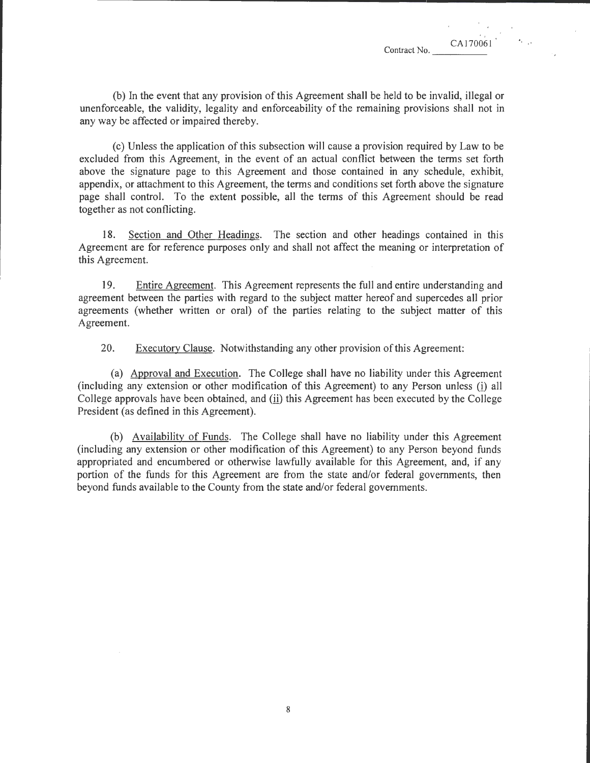(b) In the event that any provision of this Agreement shall be held to be invalid, illegal or unenforceable, the validity, legality and enforceability of the remaining provisions shall not in any way be affected or impaired thereby.

(c) Unless the application of this subsection will cause a provision required by Law to be excluded from this Agreement, in the event of an actual conflict between the terms set forth above the signature page to this Agreement and those contained in any schedule, exhibit, appendix, or attachment to this Agreement, the terms and conditions set forth above the signature page shall control. To the extent possible, all the terms of this Agreement should be read together as not conflicting.

18. Section and Other Headings. The section and other headings contained in this Agreement are for reference purposes only and shall not affect the meaning or interpretation of this Agreement.

19. Entire Agreement. This Agreement represents the full and entire understanding and agreement between the parties with regard to the subject matter hereof and supercedes all prior agreements (whether written or oral) of the parties relating to the subject matter of this Agreement.

20. Executory Clause. Notwithstanding any other provision of this Agreement:

(a) Approval and Execution. The College shall have no liability under this Agreement (including any extension or other modification of this Agreement) to any Person unless (i) all College approvals have been obtained, and (ii) this Agreement has been executed by the College President (as defined in this Agreement).

(b) Availability of Funds. The College shall have no liability under this Agreement (including any extension or other modification of this Agreement) to any Person beyond funds appropriated and encumbered or otherwise lawfully available for this Agreement, and, if any portion of the funds for this Agreement are from the state and/or federal governments, then beyond funds available to the County from the state and/or federal governments.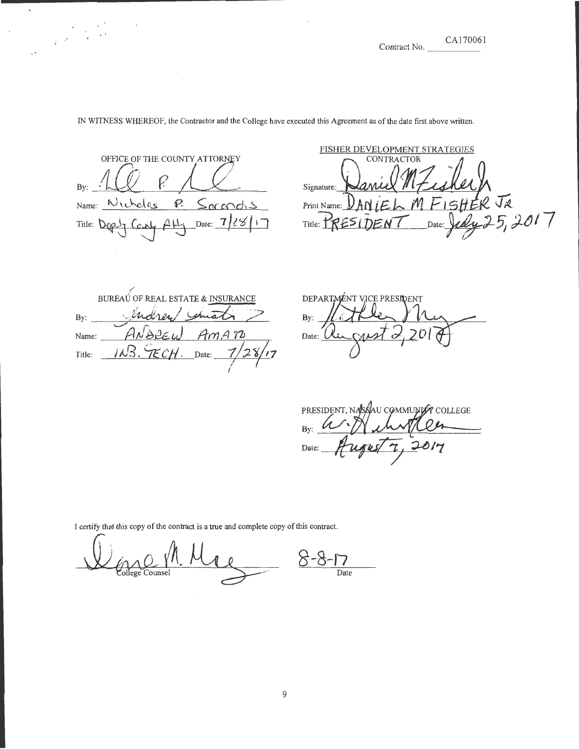Contract No. CA170061

IN WITNESS WHEREOF, the Contractor and the College have executed this Agreement as of the date first above written.

OFFICE OF THE COUNTY ATTORNEY

By: ___________________________

Name: Nicholas P. Sorondis

Title: Deputy County Atty Date: 7/28/17

FISHER DEVELOPMENT STRATEGIES
CONTRACTOR

Signature: ___________________________

Print Name: DANIEL M FISHER JR

Title: PRESIDENT Date: July 25, 2017

BUREAU OF REAL ESTATE & INSURANCE

By: ___________________________

Name: ANDREW AMATO

Title: INS. TECH. Date: 7/28/17

DEPARTMENT VICE PRESIDENT

By: ___________________________

Date: August 2, 2017

PRESIDENT, NASSAU COMMUNITY COLLEGE

By: ___________________________

Date: August 7, 2017

I certify that this copy of the contract is a true and complete copy of this contract.

___________________________ College Counsel

8-8-17 Date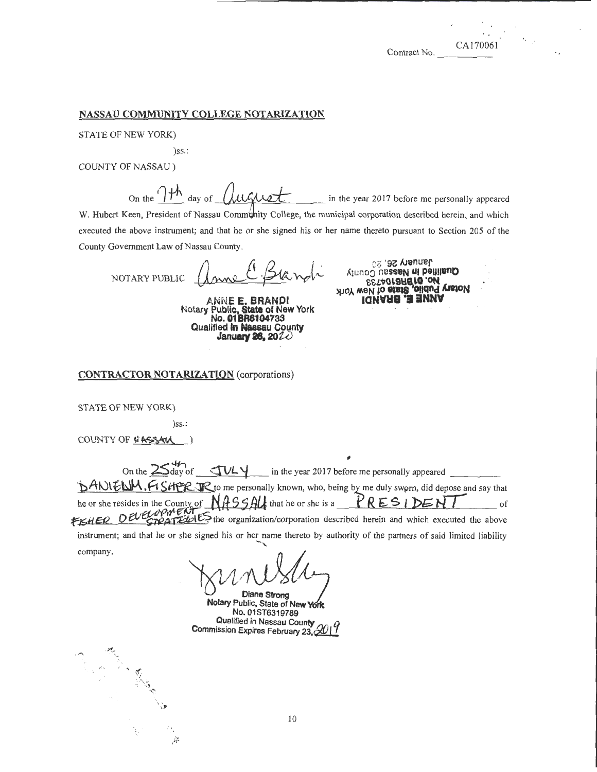Contract No. CA170061

**NASSAU COMMUNITY COLLEGE NOTARIZATION**

STATE OF NEW YORK)

)ss.:

COUNTY OF NASSAU )

On the 7th day of August in the year 2017 before me personally appeared W. Hubert Keen, President of Nassau Community College, the municipal corporation described herein, and which executed the above instrument; and that he or she signed his or her name thereto pursuant to Section 205 of the County Government Law of Nassau County.

NOTARY PUBLIC Anne E. Brandi

ANNE E. BRANDI
Notary Public, State of New York
No. 01BR6104733
Qualified in Nassau County
January 26, 2020

**CONTRACTOR NOTARIZATION** (corporations)

STATE OF NEW YORK)

)ss.:

COUNTY OF NASSAU )

On the 25th day of JULY in the year 2017 before me personally appeared DANIEL M. FISHER JR to me personally known, who, being by me duly sworn, did depose and say that he or she resides in the County of NASSAU that he or she is a PRESIDENT of FISHER DEVELOPMENT STRATEGIES the organization/corporation described herein and which executed the above instrument; and that he or she signed his or her name thereto by authority of the partners of said limited liability company.

Diane Strong
Notary Public, State of New York
No. 01ST6319789
Qualified in Nassau County
Commission Expires February 23, 2019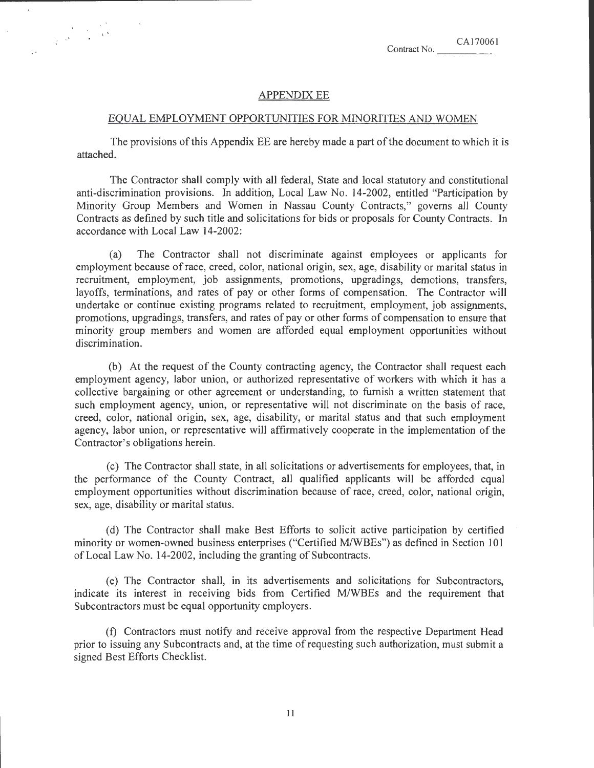Contract No. CA170061

## APPENDIX EE

## EQUAL EMPLOYMENT OPPORTUNITIES FOR MINORITIES AND WOMEN

The provisions of this Appendix EE are hereby made a part of the document to which it is attached.

The Contractor shall comply with all federal, State and local statutory and constitutional anti-discrimination provisions. In addition, Local Law No. 14-2002, entitled "Participation by Minority Group Members and Women in Nassau County Contracts," governs all County Contracts as defined by such title and solicitations for bids or proposals for County Contracts. In accordance with Local Law 14-2002:

(a) The Contractor shall not discriminate against employees or applicants for employment because of race, creed, color, national origin, sex, age, disability or marital status in recruitment, employment, job assignments, promotions, upgradings, demotions, transfers, layoffs, terminations, and rates of pay or other forms of compensation. The Contractor will undertake or continue existing programs related to recruitment, employment, job assignments, promotions, upgradings, transfers, and rates of pay or other forms of compensation to ensure that minority group members and women are afforded equal employment opportunities without discrimination.

(b) At the request of the County contracting agency, the Contractor shall request each employment agency, labor union, or authorized representative of workers with which it has a collective bargaining or other agreement or understanding, to furnish a written statement that such employment agency, union, or representative will not discriminate on the basis of race, creed, color, national origin, sex, age, disability, or marital status and that such employment agency, labor union, or representative will affirmatively cooperate in the implementation of the Contractor's obligations herein.

(c) The Contractor shall state, in all solicitations or advertisements for employees, that, in the performance of the County Contract, all qualified applicants will be afforded equal employment opportunities without discrimination because of race, creed, color, national origin, sex, age, disability or marital status.

(d) The Contractor shall make Best Efforts to solicit active participation by certified minority or women-owned business enterprises ("Certified M/WBEs") as defined in Section 101 of Local Law No. 14-2002, including the granting of Subcontracts.

(e) The Contractor shall, in its advertisements and solicitations for Subcontractors, indicate its interest in receiving bids from Certified M/WBEs and the requirement that Subcontractors must be equal opportunity employers.

(f) Contractors must notify and receive approval from the respective Department Head prior to issuing any Subcontracts and, at the time of requesting such authorization, must submit a signed Best Efforts Checklist.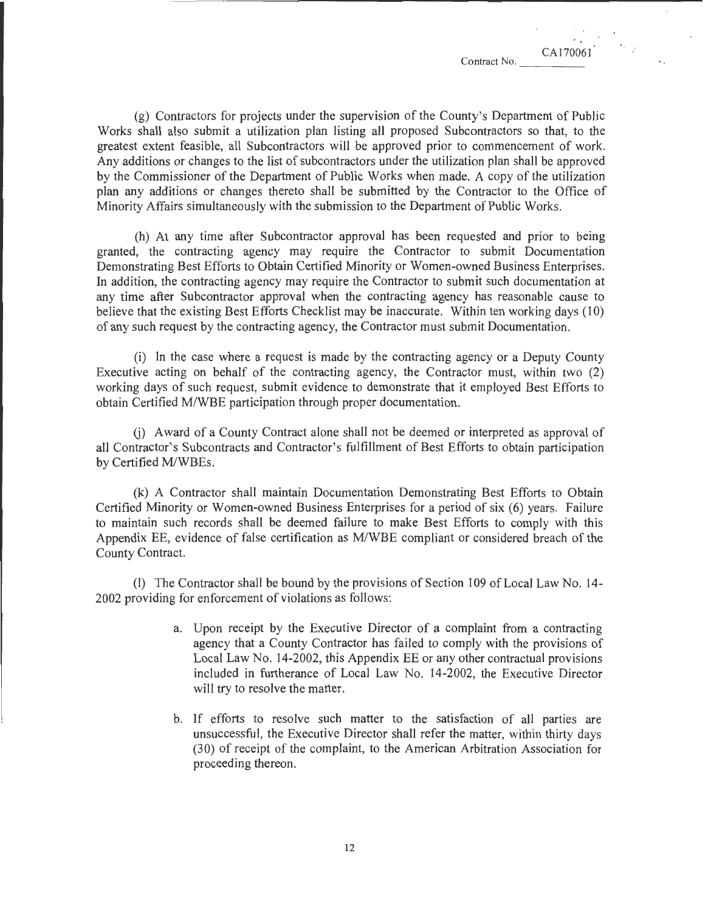(g) Contractors for projects under the supervision of the County's Department of Public Works shall also submit a utilization plan listing all proposed Subcontractors so that, to the greatest extent feasible, all Subcontractors will be approved prior to commencement of work. Any additions or changes to the list of subcontractors under the utilization plan shall be approved by the Commissioner of the Department of Public Works when made. A copy of the utilization plan any additions or changes thereto shall be submitted by the Contractor to the Office of Minority Affairs simultaneously with the submission to the Department of Public Works.

(h) At any time after Subcontractor approval has been requested and prior to being granted, the contracting agency may require the Contractor to submit Documentation Demonstrating Best Efforts to Obtain Certified Minority or Women-owned Business Enterprises. In addition, the contracting agency may require the Contractor to submit such documentation at any time after Subcontractor approval when the contracting agency has reasonable cause to believe that the existing Best Efforts Checklist may be inaccurate. Within ten working days (10) of any such request by the contracting agency, the Contractor must submit Documentation.

(i) In the case where a request is made by the contracting agency or a Deputy County Executive acting on behalf of the contracting agency, the Contractor must, within two (2) working days of such request, submit evidence to demonstrate that it employed Best Efforts to obtain Certified M/WBE participation through proper documentation.

(j) Award of a County Contract alone shall not be deemed or interpreted as approval of all Contractor's Subcontracts and Contractor's fulfillment of Best Efforts to obtain participation by Certified M/WBEs.

(k) A Contractor shall maintain Documentation Demonstrating Best Efforts to Obtain Certified Minority or Women-owned Business Enterprises for a period of six (6) years. Failure to maintain such records shall be deemed failure to make Best Efforts to comply with this Appendix EE, evidence of false certification as M/WBE compliant or considered breach of the County Contract.

(l) The Contractor shall be bound by the provisions of Section 109 of Local Law No. 14-2002 providing for enforcement of violations as follows:

a. Upon receipt by the Executive Director of a complaint from a contracting agency that a County Contractor has failed to comply with the provisions of Local Law No. 14-2002, this Appendix EE or any other contractual provisions included in furtherance of Local Law No. 14-2002, the Executive Director will try to resolve the matter.

b. If efforts to resolve such matter to the satisfaction of all parties are unsuccessful, the Executive Director shall refer the matter, within thirty days (30) of receipt of the complaint, to the American Arbitration Association for proceeding thereon.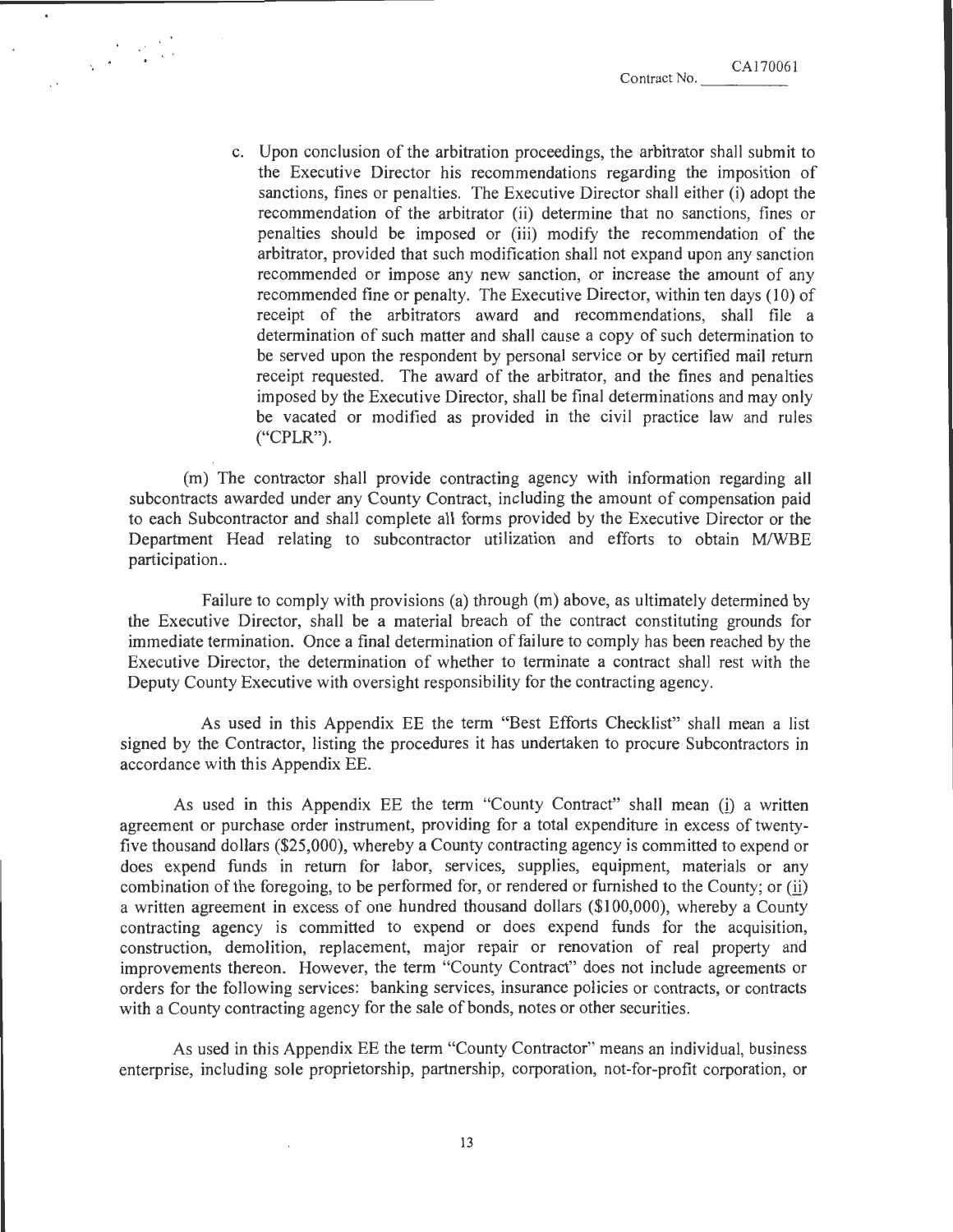c. Upon conclusion of the arbitration proceedings, the arbitrator shall submit to the Executive Director his recommendations regarding the imposition of sanctions, fines or penalties. The Executive Director shall either (i) adopt the recommendation of the arbitrator (ii) determine that no sanctions, fines or penalties should be imposed or (iii) modify the recommendation of the arbitrator, provided that such modification shall not expand upon any sanction recommended or impose any new sanction, or increase the amount of any recommended fine or penalty. The Executive Director, within ten days (10) of receipt of the arbitrators award and recommendations, shall file a determination of such matter and shall cause a copy of such determination to be served upon the respondent by personal service or by certified mail return receipt requested. The award of the arbitrator, and the fines and penalties imposed by the Executive Director, shall be final determinations and may only be vacated or modified as provided in the civil practice law and rules ("CPLR").

(m) The contractor shall provide contracting agency with information regarding all subcontracts awarded under any County Contract, including the amount of compensation paid to each Subcontractor and shall complete all forms provided by the Executive Director or the Department Head relating to subcontractor utilization and efforts to obtain M/WBE participation..

Failure to comply with provisions (a) through (m) above, as ultimately determined by the Executive Director, shall be a material breach of the contract constituting grounds for immediate termination. Once a final determination of failure to comply has been reached by the Executive Director, the determination of whether to terminate a contract shall rest with the Deputy County Executive with oversight responsibility for the contracting agency.

As used in this Appendix EE the term "Best Efforts Checklist" shall mean a list signed by the Contractor, listing the procedures it has undertaken to procure Subcontractors in accordance with this Appendix EE.

As used in this Appendix EE the term "County Contract" shall mean (i) a written agreement or purchase order instrument, providing for a total expenditure in excess of twenty-five thousand dollars ($25,000), whereby a County contracting agency is committed to expend or does expend funds in return for labor, services, supplies, equipment, materials or any combination of the foregoing, to be performed for, or rendered or furnished to the County; or (ii) a written agreement in excess of one hundred thousand dollars ($100,000), whereby a County contracting agency is committed to expend or does expend funds for the acquisition, construction, demolition, replacement, major repair or renovation of real property and improvements thereon. However, the term "County Contract" does not include agreements or orders for the following services: banking services, insurance policies or contracts, or contracts with a County contracting agency for the sale of bonds, notes or other securities.

As used in this Appendix EE the term "County Contractor" means an individual, business enterprise, including sole proprietorship, partnership, corporation, not-for-profit corporation, or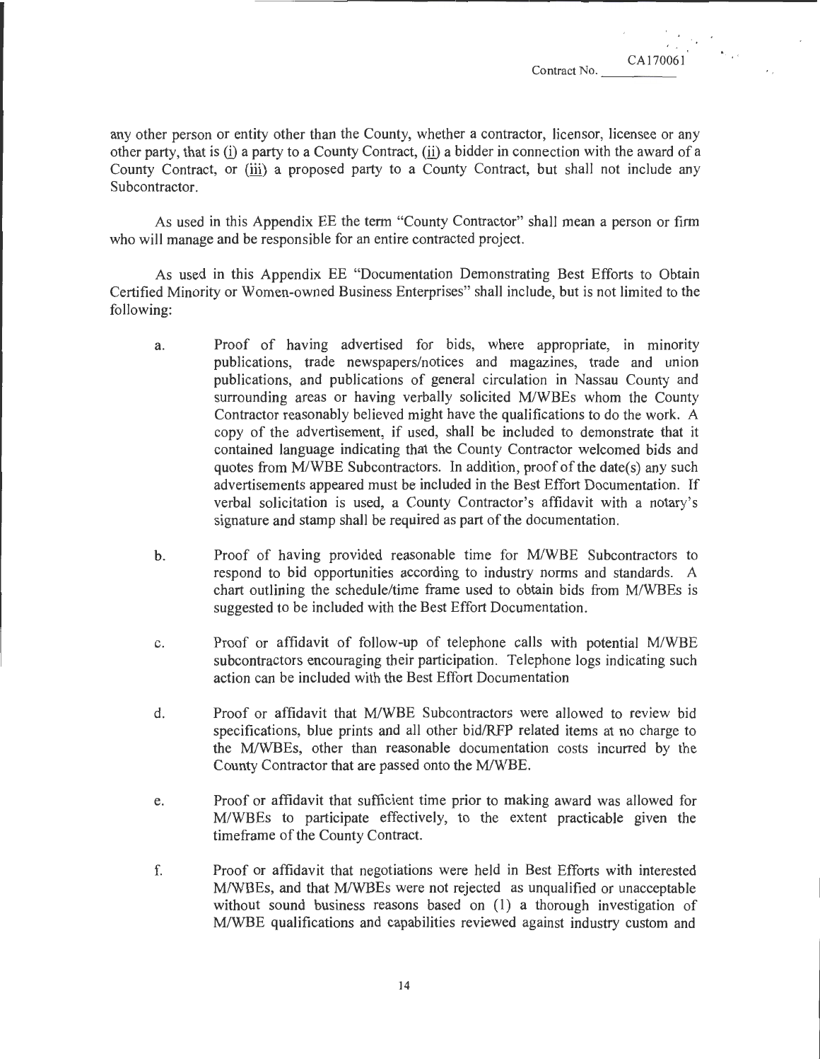any other person or entity other than the County, whether a contractor, licensor, licensee or any other party, that is (i) a party to a County Contract, (ii) a bidder in connection with the award of a County Contract, or (iii) a proposed party to a County Contract, but shall not include any Subcontractor.

As used in this Appendix EE the term "County Contractor" shall mean a person or firm who will manage and be responsible for an entire contracted project.

As used in this Appendix EE "Documentation Demonstrating Best Efforts to Obtain Certified Minority or Women-owned Business Enterprises" shall include, but is not limited to the following:

a. Proof of having advertised for bids, where appropriate, in minority publications, trade newspapers/notices and magazines, trade and union publications, and publications of general circulation in Nassau County and surrounding areas or having verbally solicited M/WBEs whom the County Contractor reasonably believed might have the qualifications to do the work. A copy of the advertisement, if used, shall be included to demonstrate that it contained language indicating that the County Contractor welcomed bids and quotes from M/WBE Subcontractors. In addition, proof of the date(s) any such advertisements appeared must be included in the Best Effort Documentation. If verbal solicitation is used, a County Contractor's affidavit with a notary's signature and stamp shall be required as part of the documentation.

b. Proof of having provided reasonable time for M/WBE Subcontractors to respond to bid opportunities according to industry norms and standards. A chart outlining the schedule/time frame used to obtain bids from M/WBEs is suggested to be included with the Best Effort Documentation.

c. Proof or affidavit of follow-up of telephone calls with potential M/WBE subcontractors encouraging their participation. Telephone logs indicating such action can be included with the Best Effort Documentation

d. Proof or affidavit that M/WBE Subcontractors were allowed to review bid specifications, blue prints and all other bid/RFP related items at no charge to the M/WBEs, other than reasonable documentation costs incurred by the County Contractor that are passed onto the M/WBE.

e. Proof or affidavit that sufficient time prior to making award was allowed for M/WBEs to participate effectively, to the extent practicable given the timeframe of the County Contract.

f. Proof or affidavit that negotiations were held in Best Efforts with interested M/WBEs, and that M/WBEs were not rejected as unqualified or unacceptable without sound business reasons based on (1) a thorough investigation of M/WBE qualifications and capabilities reviewed against industry custom and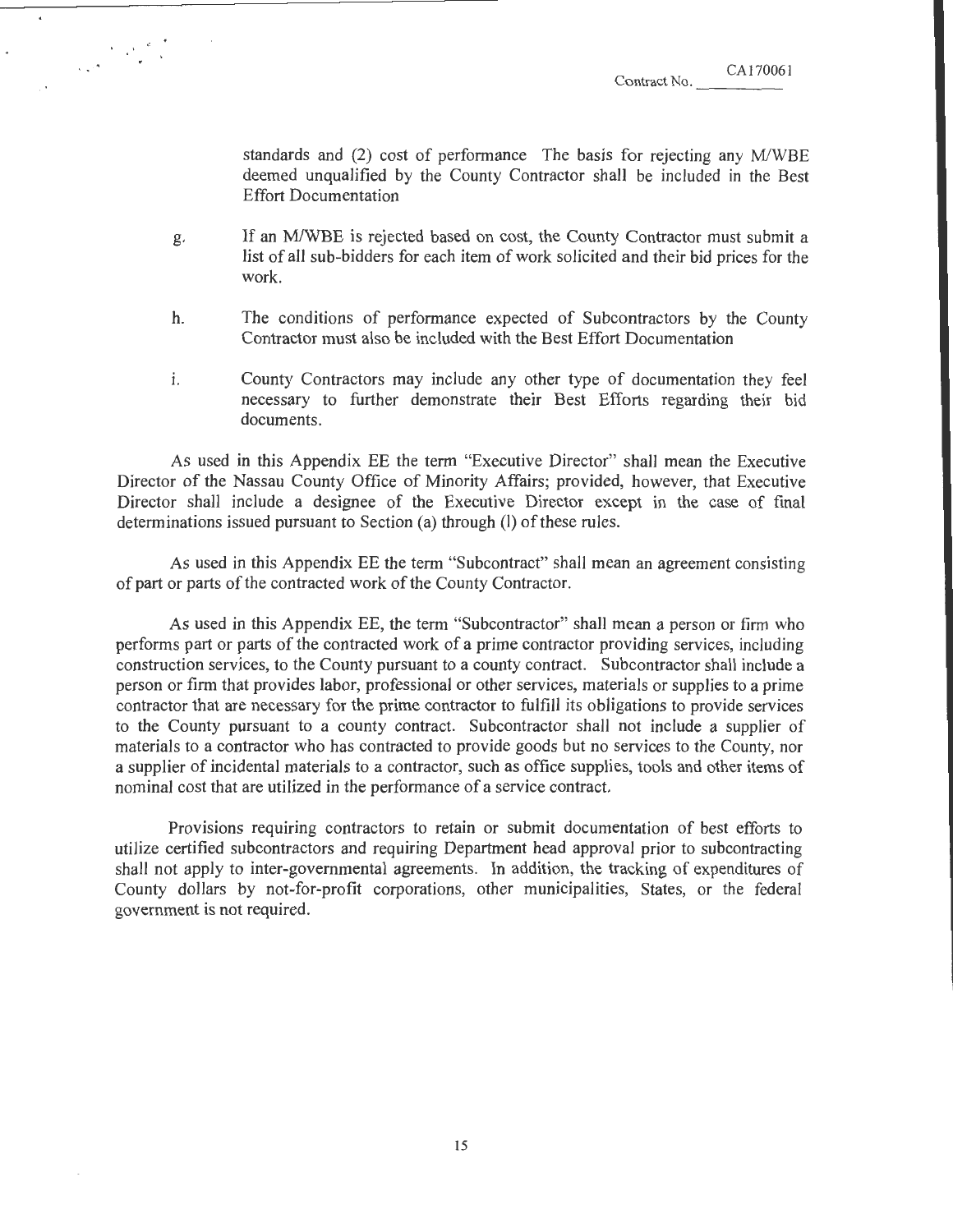standards and (2) cost of performance The basis for rejecting any M/WBE deemed unqualified by the County Contractor shall be included in the Best Effort Documentation

g. If an M/WBE is rejected based on cost, the County Contractor must submit a list of all sub-bidders for each item of work solicited and their bid prices for the work.

h. The conditions of performance expected of Subcontractors by the County Contractor must also be included with the Best Effort Documentation

i. County Contractors may include any other type of documentation they feel necessary to further demonstrate their Best Efforts regarding their bid documents.

As used in this Appendix EE the term "Executive Director" shall mean the Executive Director of the Nassau County Office of Minority Affairs; provided, however, that Executive Director shall include a designee of the Executive Director except in the case of final determinations issued pursuant to Section (a) through (l) of these rules.

As used in this Appendix EE the term "Subcontract" shall mean an agreement consisting of part or parts of the contracted work of the County Contractor.

As used in this Appendix EE, the term "Subcontractor" shall mean a person or firm who performs part or parts of the contracted work of a prime contractor providing services, including construction services, to the County pursuant to a county contract. Subcontractor shall include a person or firm that provides labor, professional or other services, materials or supplies to a prime contractor that are necessary for the prime contractor to fulfill its obligations to provide services to the County pursuant to a county contract. Subcontractor shall not include a supplier of materials to a contractor who has contracted to provide goods but no services to the County, nor a supplier of incidental materials to a contractor, such as office supplies, tools and other items of nominal cost that are utilized in the performance of a service contract.

Provisions requiring contractors to retain or submit documentation of best efforts to utilize certified subcontractors and requiring Department head approval prior to subcontracting shall not apply to inter-governmental agreements. In addition, the tracking of expenditures of County dollars by not-for-profit corporations, other municipalities, States, or the federal government is not required.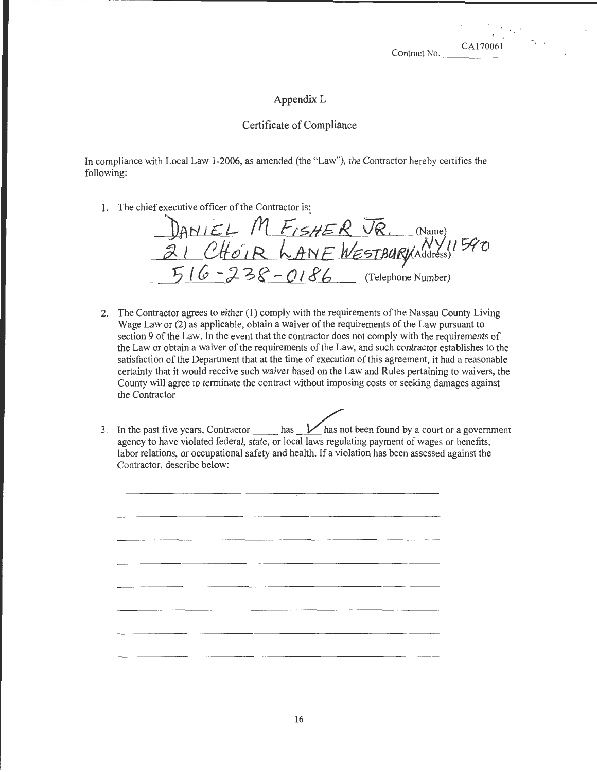Contract No. CA170061

## Appendix L

## Certificate of Compliance

In compliance with Local Law 1-2006, as amended (the "Law"), the Contractor hereby certifies the following:

1. The chief executive officer of the Contractor is:

   DANIEL M FISHER JR. (Name)
   21 CHOIR LANE WESTBURY NY 11590 (Address)
   516-238-0186 (Telephone Number)

2. The Contractor agrees to either (1) comply with the requirements of the Nassau County Living Wage Law or (2) as applicable, obtain a waiver of the requirements of the Law pursuant to section 9 of the Law. In the event that the contractor does not comply with the requirements of the Law or obtain a waiver of the requirements of the Law, and such contractor establishes to the satisfaction of the Department that at the time of execution of this agreement, it had a reasonable certainty that it would receive such waiver based on the Law and Rules pertaining to waivers, the County will agree to terminate the contract without imposing costs or seeking damages against the Contractor

3. In the past five years, Contractor _____ has __✓__ has not been found by a court or a government agency to have violated federal, state, or local laws regulating payment of wages or benefits, labor relations, or occupational safety and health. If a violation has been assessed against the Contractor, describe below:

_______________________________________________

_______________________________________________

_______________________________________________

_______________________________________________

_______________________________________________

_______________________________________________

_______________________________________________

_______________________________________________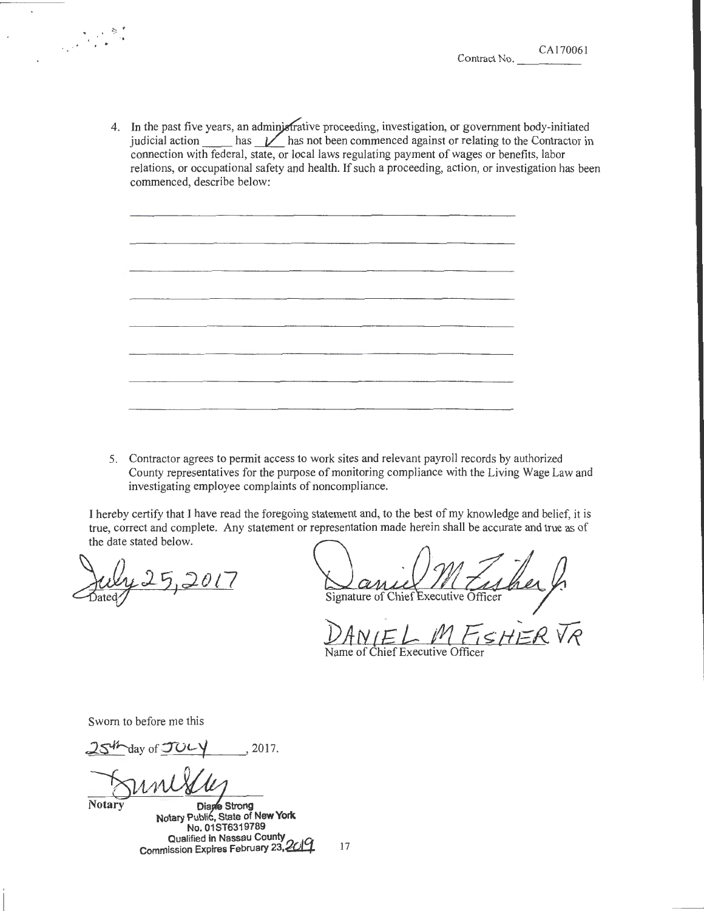Contract No. CA170061

4. In the past five years, an administrative proceeding, investigation, or government body-initiated judicial action _____ has ✓ has not been commenced against or relating to the Contractor in connection with federal, state, or local laws regulating payment of wages or benefits, labor relations, or occupational safety and health. If such a proceeding, action, or investigation has been commenced, describe below:

_______________________________________________

_______________________________________________

_______________________________________________

_______________________________________________

_______________________________________________

_______________________________________________

_______________________________________________

_______________________________________________

5. Contractor agrees to permit access to work sites and relevant payroll records by authorized County representatives for the purpose of monitoring compliance with the Living Wage Law and investigating employee complaints of noncompliance.

I hereby certify that I have read the foregoing statement and, to the best of my knowledge and belief, it is true, correct and complete. Any statement or representation made herein shall be accurate and true as of the date stated below.

July 25, 2017
Dated

Daniel M Fisher Jr
Signature of Chief Executive Officer

DANIEL M FISHER JR
Name of Chief Executive Officer

Sworn to before me this

25th day of JULY, 2017.

Notary

Diane Strong
Notary Public, State of New York
No. 01ST6319789
Qualified in Nassau County
Commission Expires February 23, 2019